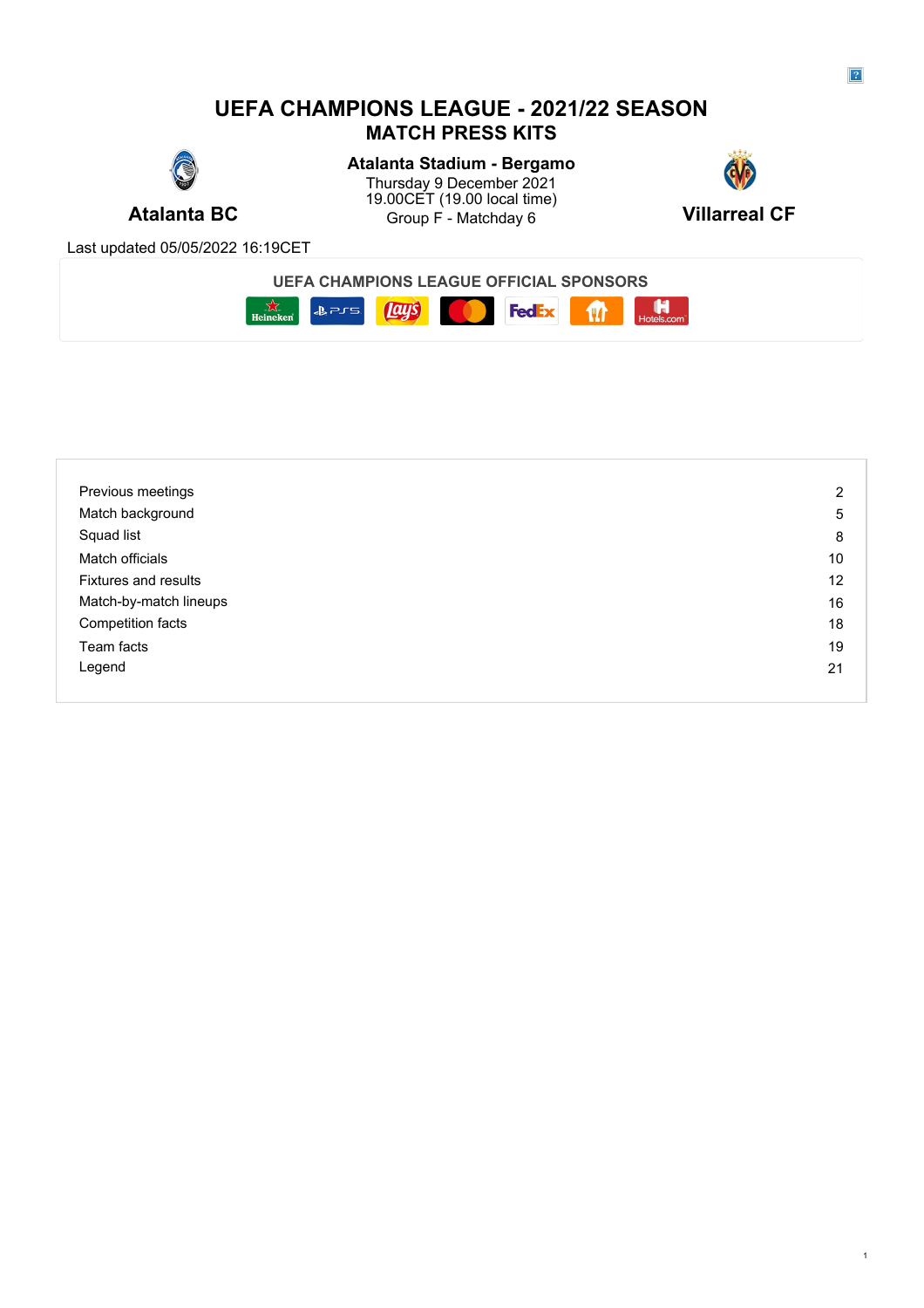# UEFA CHAMPIONS LEAGUE - 2021/22 SEASON

## MATCH PRESS KITS

**Atalanta BC**

**Atalanta Stadium - Bergamo**
Thursday 9 December 2021
19.00CET (19.00 local time)
Group F - Matchday 6

**Villarreal CF**

Last updated 05/05/2022 16:19CET

**UEFA CHAMPIONS LEAGUE OFFICIAL SPONSORS**

| | |
|---|---|
| Previous meetings | 2 |
| Match background | 5 |
| Squad list | 8 |
| Match officials | 10 |
| Fixtures and results | 12 |
| Match-by-match lineups | 16 |
| Competition facts | 18 |
| Team facts | 19 |
| Legend | 21 |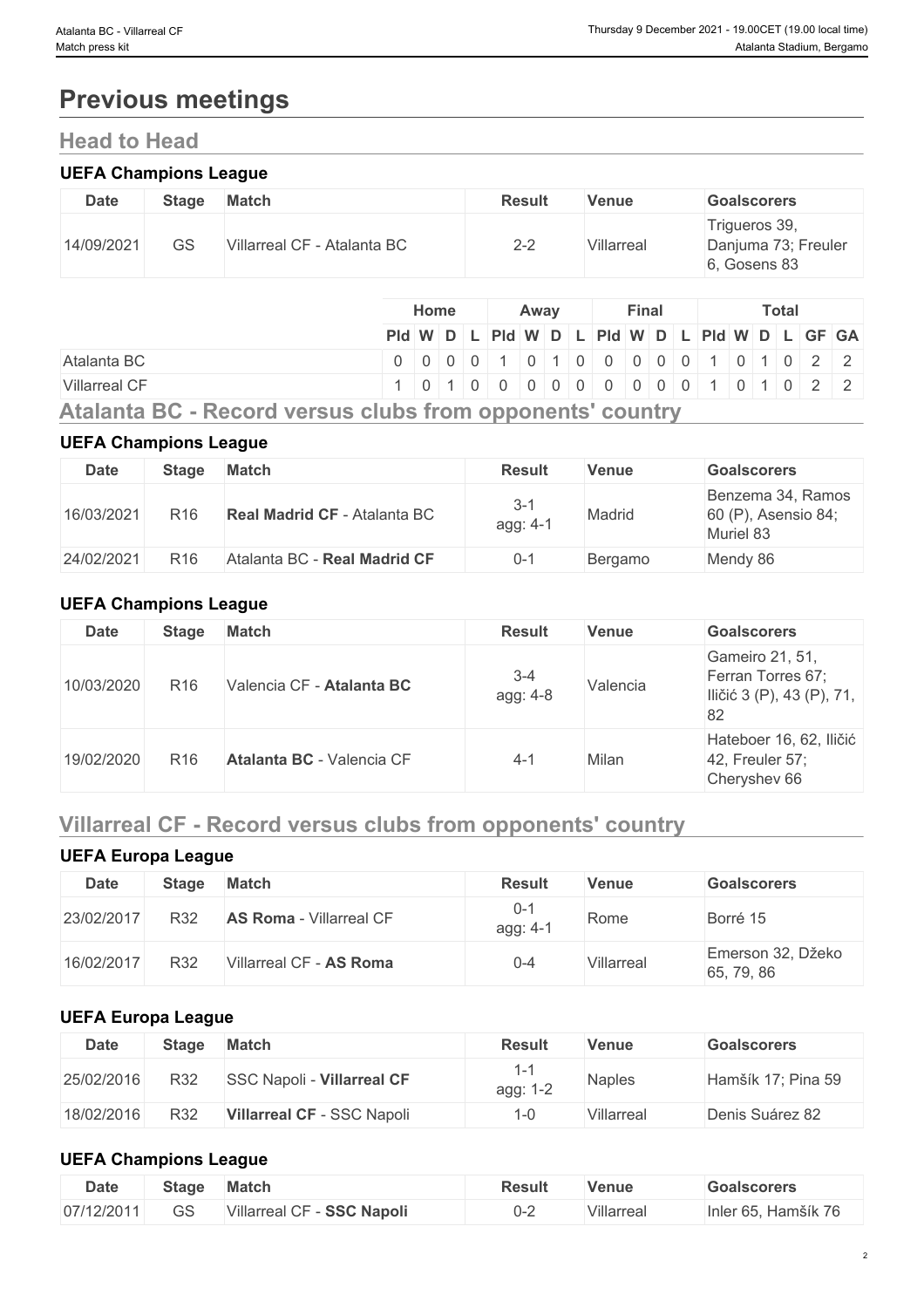# Previous meetings

## Head to Head

### UEFA Champions League

| Date | Stage | Match | Result | Venue | Goalscorers |
|---|---|---|---|---|---|
| 14/09/2021 | GS | Villarreal CF - Atalanta BC | 2-2 | Villarreal | Trigueros 39, Danjuma 73; Freuler 6, Gosens 83 |

| | Home | | | | Away | | | | Final | | | | Total | | | | | |
|---|---|---|---|---|---|---|---|---|---|---|---|---|---|---|---|---|---|---|
| | Pld | W | D | L | Pld | W | D | L | Pld | W | D | L | Pld | W | D | L | GF | GA |
| Atalanta BC | 0 | 0 | 0 | 0 | 1 | 0 | 1 | 0 | 0 | 0 | 0 | 0 | 1 | 0 | 1 | 0 | 2 | 2 |
| Villarreal CF | 1 | 0 | 1 | 0 | 0 | 0 | 0 | 0 | 0 | 0 | 0 | 0 | 1 | 0 | 1 | 0 | 2 | 2 |

## Atalanta BC - Record versus clubs from opponents' country

### UEFA Champions League

| Date | Stage | Match | Result | Venue | Goalscorers |
|---|---|---|---|---|---|
| 16/03/2021 | R16 | **Real Madrid CF** - Atalanta BC | 3-1 agg: 4-1 | Madrid | Benzema 34, Ramos 60 (P), Asensio 84; Muriel 83 |
| 24/02/2021 | R16 | Atalanta BC - **Real Madrid CF** | 0-1 | Bergamo | Mendy 86 |

### UEFA Champions League

| Date | Stage | Match | Result | Venue | Goalscorers |
|---|---|---|---|---|---|
| 10/03/2020 | R16 | Valencia CF - **Atalanta BC** | 3-4 agg: 4-8 | Valencia | Gameiro 21, 51, Ferran Torres 67; Iličić 3 (P), 43 (P), 71, 82 |
| 19/02/2020 | R16 | **Atalanta BC** - Valencia CF | 4-1 | Milan | Hateboer 16, 62, Iličić 42, Freuler 57; Cheryshev 66 |

## Villarreal CF - Record versus clubs from opponents' country

### UEFA Europa League

| Date | Stage | Match | Result | Venue | Goalscorers |
|---|---|---|---|---|---|
| 23/02/2017 | R32 | **AS Roma** - Villarreal CF | 0-1 agg: 4-1 | Rome | Borré 15 |
| 16/02/2017 | R32 | Villarreal CF - **AS Roma** | 0-4 | Villarreal | Emerson 32, Džeko 65, 79, 86 |

### UEFA Europa League

| Date | Stage | Match | Result | Venue | Goalscorers |
|---|---|---|---|---|---|
| 25/02/2016 | R32 | SSC Napoli - **Villarreal CF** | 1-1 agg: 1-2 | Naples | Hamšík 17; Pina 59 |
| 18/02/2016 | R32 | **Villarreal CF** - SSC Napoli | 1-0 | Villarreal | Denis Suárez 82 |

### UEFA Champions League

| Date | Stage | Match | Result | Venue | Goalscorers |
|---|---|---|---|---|---|
| 07/12/2011 | GS | Villarreal CF - **SSC Napoli** | 0-2 | Villarreal | Inler 65, Hamšík 76 |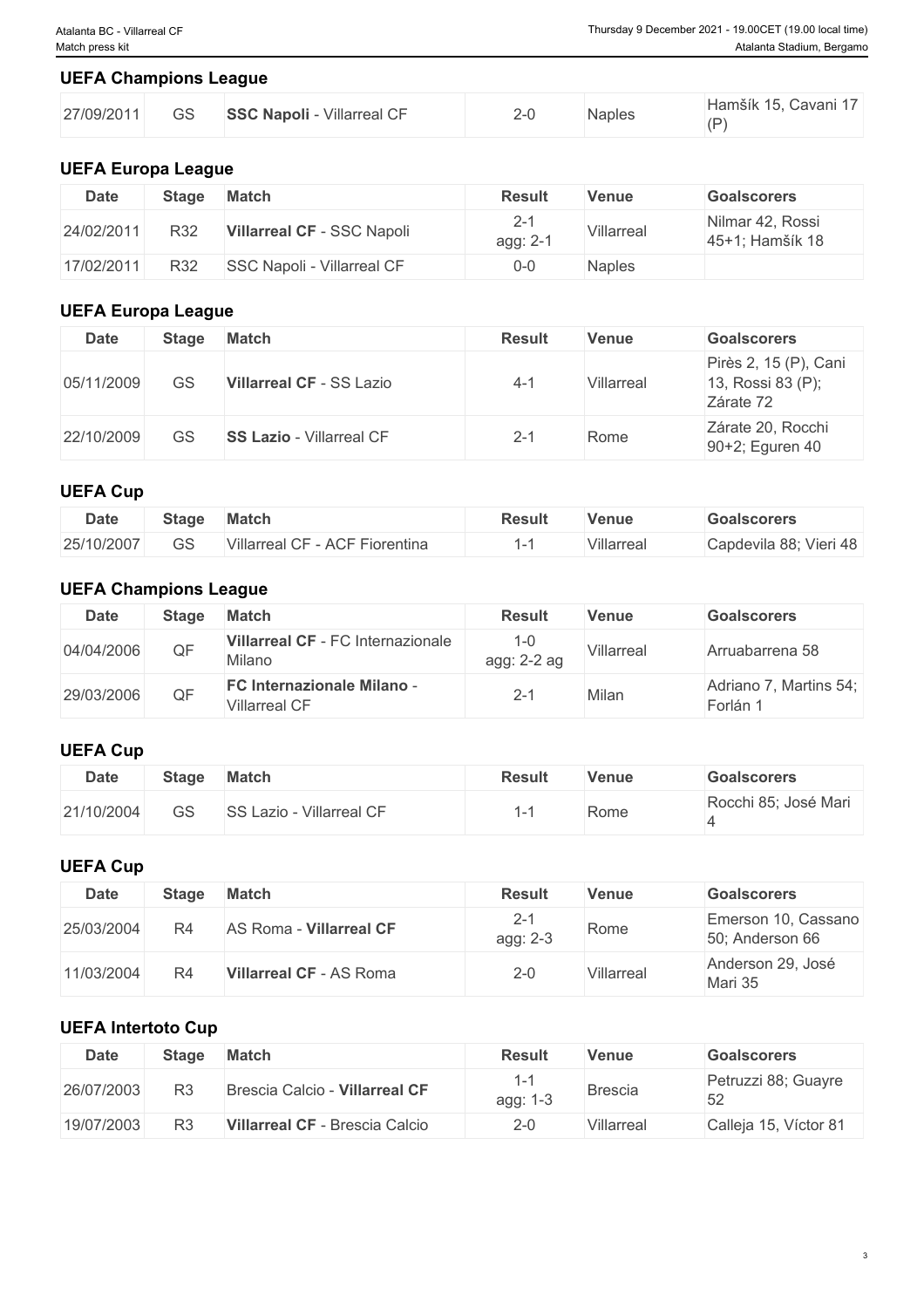## UEFA Champions League

| Date | Stage | Match | Result | Venue | Goalscorers |
|---|---|---|---|---|---|
| 27/09/2011 | GS | **SSC Napoli** - Villarreal CF | 2-0 | Naples | Hamšík 15, Cavani 17 (P) |

## UEFA Europa League

| Date | Stage | Match | Result | Venue | Goalscorers |
|---|---|---|---|---|---|
| 24/02/2011 | R32 | **Villarreal CF** - SSC Napoli | 2-1 agg: 2-1 | Villarreal | Nilmar 42, Rossi 45+1; Hamšík 18 |
| 17/02/2011 | R32 | SSC Napoli - Villarreal CF | 0-0 | Naples | |

## UEFA Europa League

| Date | Stage | Match | Result | Venue | Goalscorers |
|---|---|---|---|---|---|
| 05/11/2009 | GS | **Villarreal CF** - SS Lazio | 4-1 | Villarreal | Pirès 2, 15 (P), Cani 13, Rossi 83 (P); Zárate 72 |
| 22/10/2009 | GS | **SS Lazio** - Villarreal CF | 2-1 | Rome | Zárate 20, Rocchi 90+2; Eguren 40 |

## UEFA Cup

| Date | Stage | Match | Result | Venue | Goalscorers |
|---|---|---|---|---|---|
| 25/10/2007 | GS | Villarreal CF - ACF Fiorentina | 1-1 | Villarreal | Capdevila 88; Vieri 48 |

## UEFA Champions League

| Date | Stage | Match | Result | Venue | Goalscorers |
|---|---|---|---|---|---|
| 04/04/2006 | QF | **Villarreal CF** - FC Internazionale Milano | 1-0 agg: 2-2 ag | Villarreal | Arruabarrena 58 |
| 29/03/2006 | QF | **FC Internazionale Milano** - Villarreal CF | 2-1 | Milan | Adriano 7, Martins 54; Forlán 1 |

## UEFA Cup

| Date | Stage | Match | Result | Venue | Goalscorers |
|---|---|---|---|---|---|
| 21/10/2004 | GS | SS Lazio - Villarreal CF | 1-1 | Rome | Rocchi 85; José Mari 4 |

## UEFA Cup

| Date | Stage | Match | Result | Venue | Goalscorers |
|---|---|---|---|---|---|
| 25/03/2004 | R4 | AS Roma - **Villarreal CF** | 2-1 agg: 2-3 | Rome | Emerson 10, Cassano 50; Anderson 66 |
| 11/03/2004 | R4 | **Villarreal CF** - AS Roma | 2-0 | Villarreal | Anderson 29, José Mari 35 |

## UEFA Intertoto Cup

| Date | Stage | Match | Result | Venue | Goalscorers |
|---|---|---|---|---|---|
| 26/07/2003 | R3 | Brescia Calcio - **Villarreal CF** | 1-1 agg: 1-3 | Brescia | Petruzzi 88; Guayre 52 |
| 19/07/2003 | R3 | **Villarreal CF** - Brescia Calcio | 2-0 | Villarreal | Calleja 15, Víctor 81 |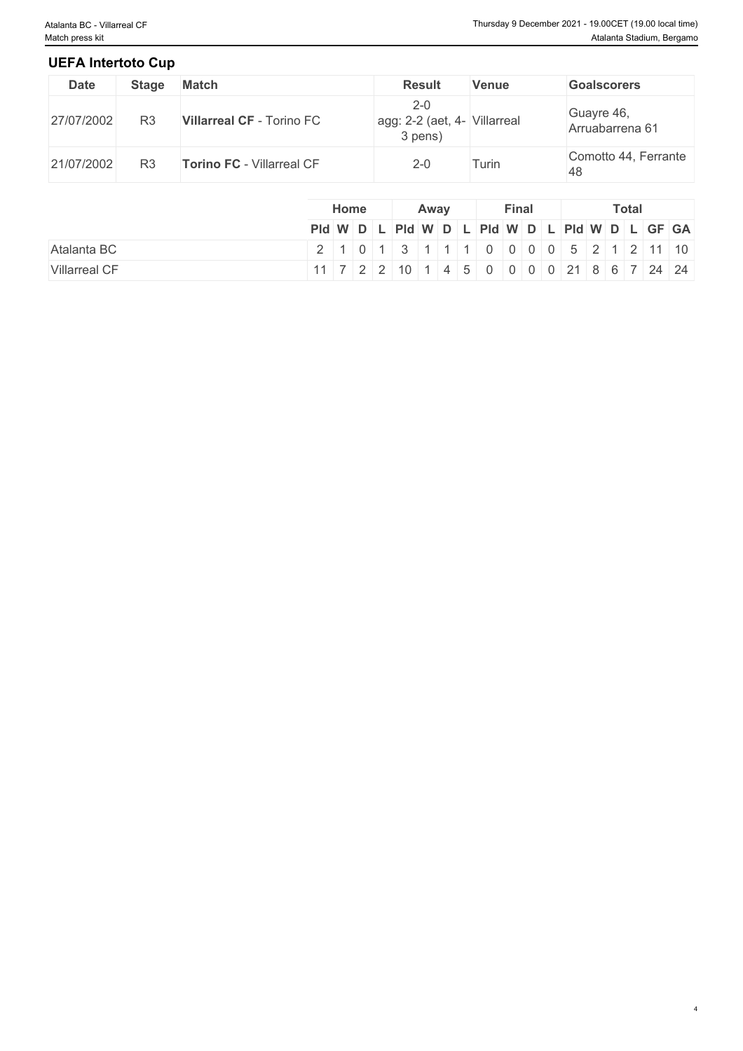## UEFA Intertoto Cup

| Date | Stage | Match | Result | Venue | Goalscorers |
|---|---|---|---|---|---|
| 27/07/2002 | R3 | **Villarreal CF** - Torino FC | 2-0 agg: 2-2 (aet, 4-3 pens) | Villarreal | Guayre 46, Arruabarrena 61 |
| 21/07/2002 | R3 | **Torino FC** - Villarreal CF | 2-0 | Turin | Comotto 44, Ferrante 48 |

| | Home | | | | Away | | | | Final | | | | Total | | | | | |
|---|---|---|---|---|---|---|---|---|---|---|---|---|---|---|---|---|---|---|
| | Pld | W | D | L | Pld | W | D | L | Pld | W | D | L | Pld | W | D | L | GF | GA |
| Atalanta BC | 2 | 1 | 0 | 1 | 3 | 1 | 1 | 1 | 0 | 0 | 0 | 0 | 5 | 2 | 1 | 2 | 11 | 10 |
| Villarreal CF | 11 | 7 | 2 | 2 | 10 | 1 | 4 | 5 | 0 | 0 | 0 | 0 | 21 | 8 | 6 | 7 | 24 | 24 |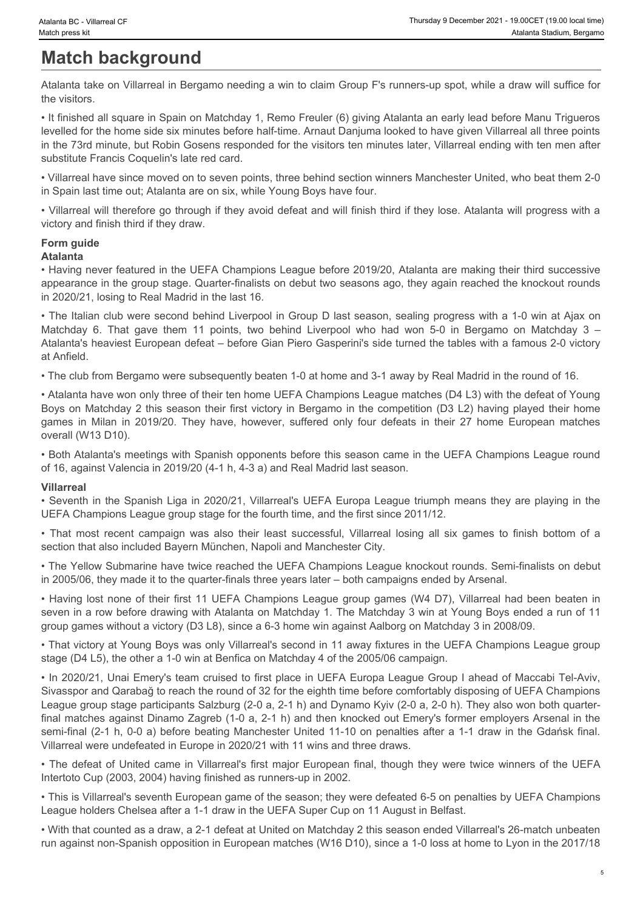# Match background

Atalanta take on Villarreal in Bergamo needing a win to claim Group F's runners-up spot, while a draw will suffice for the visitors.

- It finished all square in Spain on Matchday 1, Remo Freuler (6) giving Atalanta an early lead before Manu Trigueros levelled for the home side six minutes before half-time. Arnaut Danjuma looked to have given Villarreal all three points in the 73rd minute, but Robin Gosens responded for the visitors ten minutes later, Villarreal ending with ten men after substitute Francis Coquelin's late red card.
- Villarreal have since moved on to seven points, three behind section winners Manchester United, who beat them 2-0 in Spain last time out; Atalanta are on six, while Young Boys have four.
- Villarreal will therefore go through if they avoid defeat and will finish third if they lose. Atalanta will progress with a victory and finish third if they draw.

## Form guide

### Atalanta

- Having never featured in the UEFA Champions League before 2019/20, Atalanta are making their third successive appearance in the group stage. Quarter-finalists on debut two seasons ago, they again reached the knockout rounds in 2020/21, losing to Real Madrid in the last 16.
- The Italian club were second behind Liverpool in Group D last season, sealing progress with a 1-0 win at Ajax on Matchday 6. That gave them 11 points, two behind Liverpool who had won 5-0 in Bergamo on Matchday 3 – Atalanta's heaviest European defeat – before Gian Piero Gasperini's side turned the tables with a famous 2-0 victory at Anfield.
- The club from Bergamo were subsequently beaten 1-0 at home and 3-1 away by Real Madrid in the round of 16.
- Atalanta have won only three of their ten home UEFA Champions League matches (D4 L3) with the defeat of Young Boys on Matchday 2 this season their first victory in Bergamo in the competition (D3 L2) having played their home games in Milan in 2019/20. They have, however, suffered only four defeats in their 27 home European matches overall (W13 D10).
- Both Atalanta's meetings with Spanish opponents before this season came in the UEFA Champions League round of 16, against Valencia in 2019/20 (4-1 h, 4-3 a) and Real Madrid last season.

### Villarreal

- Seventh in the Spanish Liga in 2020/21, Villarreal's UEFA Europa League triumph means they are playing in the UEFA Champions League group stage for the fourth time, and the first since 2011/12.
- That most recent campaign was also their least successful, Villarreal losing all six games to finish bottom of a section that also included Bayern München, Napoli and Manchester City.
- The Yellow Submarine have twice reached the UEFA Champions League knockout rounds. Semi-finalists on debut in 2005/06, they made it to the quarter-finals three years later – both campaigns ended by Arsenal.
- Having lost none of their first 11 UEFA Champions League group games (W4 D7), Villarreal had been beaten in seven in a row before drawing with Atalanta on Matchday 1. The Matchday 3 win at Young Boys ended a run of 11 group games without a victory (D3 L8), since a 6-3 home win against Aalborg on Matchday 3 in 2008/09.
- That victory at Young Boys was only Villarreal's second in 11 away fixtures in the UEFA Champions League group stage (D4 L5), the other a 1-0 win at Benfica on Matchday 4 of the 2005/06 campaign.
- In 2020/21, Unai Emery's team cruised to first place in UEFA Europa League Group I ahead of Maccabi Tel-Aviv, Sivasspor and Qarabağ to reach the round of 32 for the eighth time before comfortably disposing of UEFA Champions League group stage participants Salzburg (2-0 a, 2-1 h) and Dynamo Kyiv (2-0 a, 2-0 h). They also won both quarter-final matches against Dinamo Zagreb (1-0 a, 2-1 h) and then knocked out Emery's former employers Arsenal in the semi-final (2-1 h, 0-0 a) before beating Manchester United 11-10 on penalties after a 1-1 draw in the Gdańsk final. Villarreal were undefeated in Europe in 2020/21 with 11 wins and three draws.
- The defeat of United came in Villarreal's first major European final, though they were twice winners of the UEFA Intertoto Cup (2003, 2004) having finished as runners-up in 2002.
- This is Villarreal's seventh European game of the season; they were defeated 6-5 on penalties by UEFA Champions League holders Chelsea after a 1-1 draw in the UEFA Super Cup on 11 August in Belfast.
- With that counted as a draw, a 2-1 defeat at United on Matchday 2 this season ended Villarreal's 26-match unbeaten run against non-Spanish opposition in European matches (W16 D10), since a 1-0 loss at home to Lyon in the 2017/18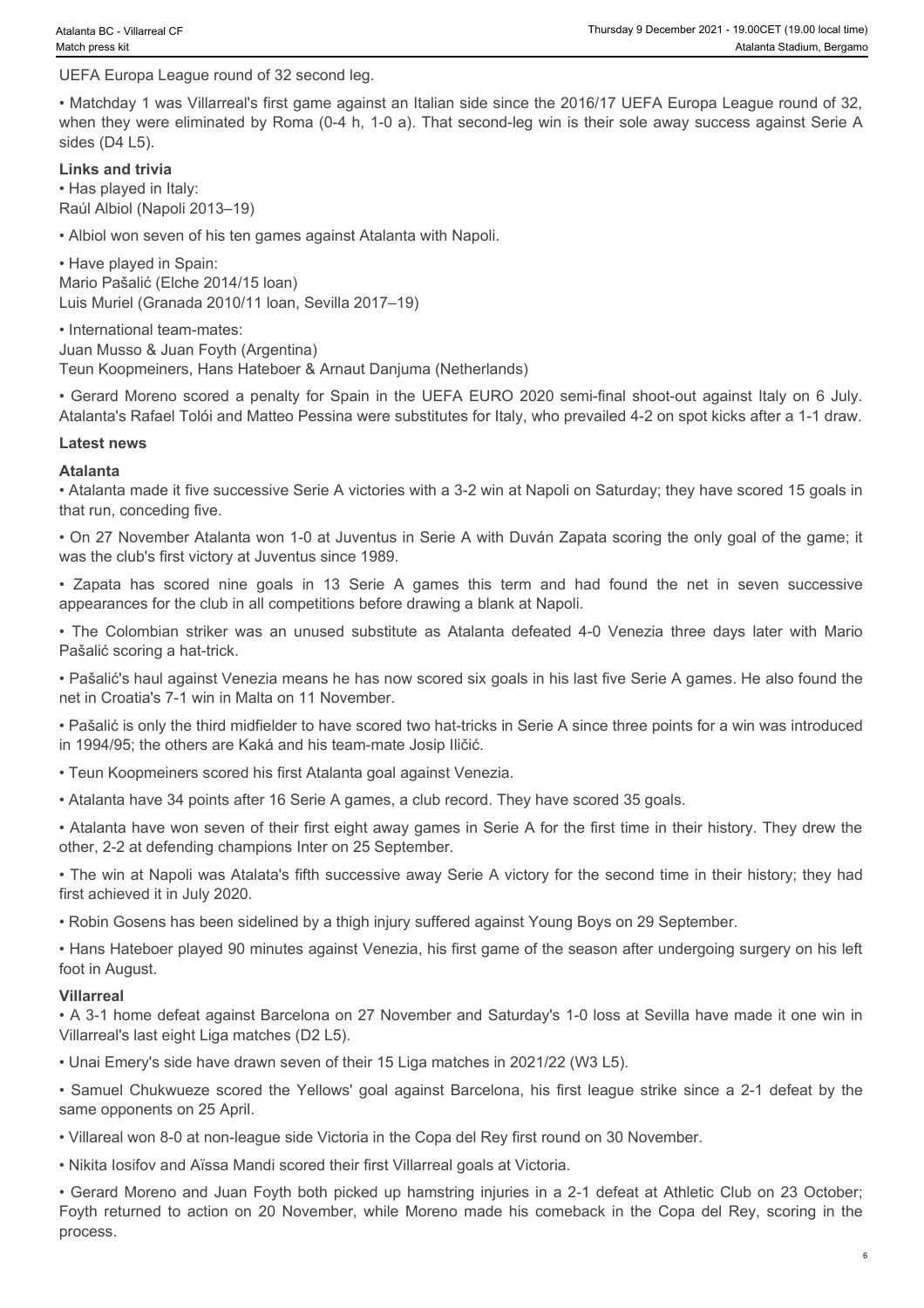UEFA Europa League round of 32 second leg.

• Matchday 1 was Villarreal's first game against an Italian side since the 2016/17 UEFA Europa League round of 32, when they were eliminated by Roma (0-4 h, 1-0 a). That second-leg win is their sole away success against Serie A sides (D4 L5).

**Links and trivia**

• Has played in Italy:
Raúl Albiol (Napoli 2013–19)

• Albiol won seven of his ten games against Atalanta with Napoli.

• Have played in Spain:
Mario Pašalić (Elche 2014/15 loan)
Luis Muriel (Granada 2010/11 loan, Sevilla 2017–19)

• International team-mates:
Juan Musso & Juan Foyth (Argentina)
Teun Koopmeiners, Hans Hateboer & Arnaut Danjuma (Netherlands)

• Gerard Moreno scored a penalty for Spain in the UEFA EURO 2020 semi-final shoot-out against Italy on 6 July. Atalanta's Rafael Tolói and Matteo Pessina were substitutes for Italy, who prevailed 4-2 on spot kicks after a 1-1 draw.

**Latest news**

**Atalanta**

• Atalanta made it five successive Serie A victories with a 3-2 win at Napoli on Saturday; they have scored 15 goals in that run, conceding five.

• On 27 November Atalanta won 1-0 at Juventus in Serie A with Duván Zapata scoring the only goal of the game; it was the club's first victory at Juventus since 1989.

• Zapata has scored nine goals in 13 Serie A games this term and had found the net in seven successive appearances for the club in all competitions before drawing a blank at Napoli.

• The Colombian striker was an unused substitute as Atalanta defeated 4-0 Venezia three days later with Mario Pašalić scoring a hat-trick.

• Pašalić's haul against Venezia means he has now scored six goals in his last five Serie A games. He also found the net in Croatia's 7-1 win in Malta on 11 November.

• Pašalić is only the third midfielder to have scored two hat-tricks in Serie A since three points for a win was introduced in 1994/95; the others are Kaká and his team-mate Josip Iličić.

• Teun Koopmeiners scored his first Atalanta goal against Venezia.

• Atalanta have 34 points after 16 Serie A games, a club record. They have scored 35 goals.

• Atalanta have won seven of their first eight away games in Serie A for the first time in their history. They drew the other, 2-2 at defending champions Inter on 25 September.

• The win at Napoli was Atalata's fifth successive away Serie A victory for the second time in their history; they had first achieved it in July 2020.

• Robin Gosens has been sidelined by a thigh injury suffered against Young Boys on 29 September.

• Hans Hateboer played 90 minutes against Venezia, his first game of the season after undergoing surgery on his left foot in August.

**Villarreal**

• A 3-1 home defeat against Barcelona on 27 November and Saturday's 1-0 loss at Sevilla have made it one win in Villarreal's last eight Liga matches (D2 L5).

• Unai Emery's side have drawn seven of their 15 Liga matches in 2021/22 (W3 L5).

• Samuel Chukwueze scored the Yellows' goal against Barcelona, his first league strike since a 2-1 defeat by the same opponents on 25 April.

• Villareal won 8-0 at non-league side Victoria in the Copa del Rey first round on 30 November.

• Nikita Iosifov and Aïssa Mandi scored their first Villarreal goals at Victoria.

• Gerard Moreno and Juan Foyth both picked up hamstring injuries in a 2-1 defeat at Athletic Club on 23 October; Foyth returned to action on 20 November, while Moreno made his comeback in the Copa del Rey, scoring in the process.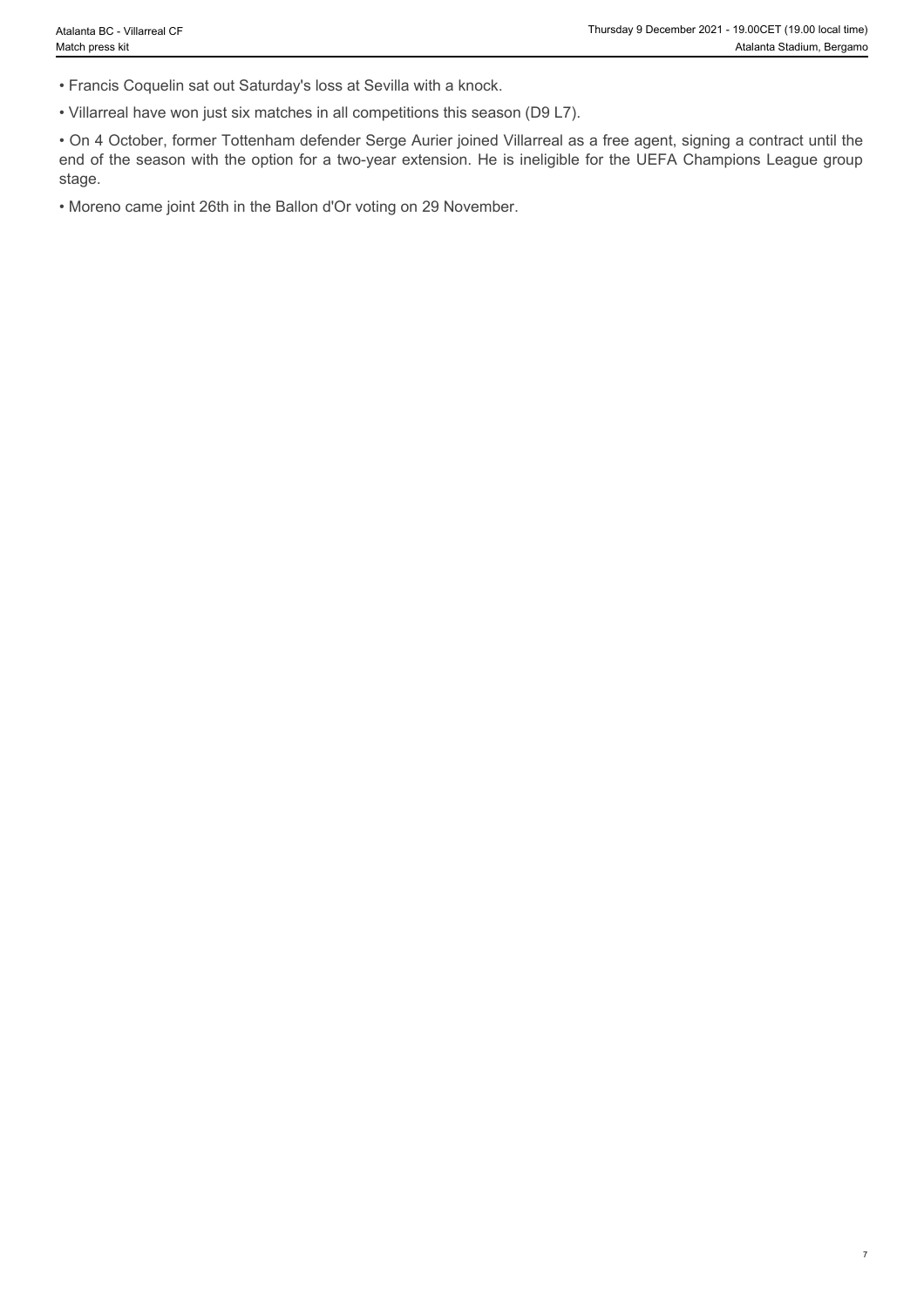- Francis Coquelin sat out Saturday's loss at Sevilla with a knock.
- Villarreal have won just six matches in all competitions this season (D9 L7).
- On 4 October, former Tottenham defender Serge Aurier joined Villarreal as a free agent, signing a contract until the end of the season with the option for a two-year extension. He is ineligible for the UEFA Champions League group stage.
- Moreno came joint 26th in the Ballon d'Or voting on 29 November.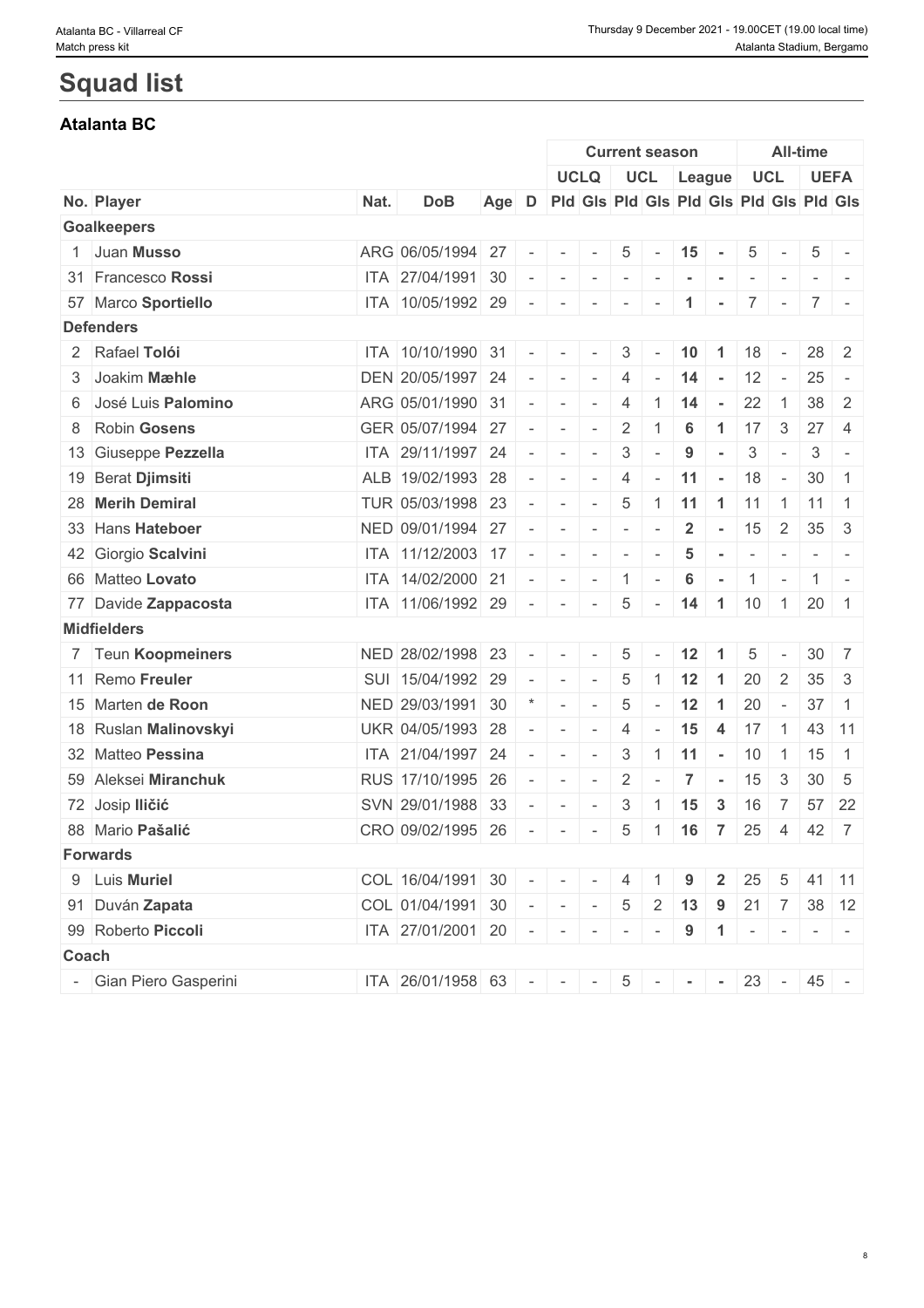# Squad list

## Atalanta BC

| | | | | | | Current season | | | | | | All-time | | | |
|---|---|---|---|---|---|---|---|---|---|---|---|---|---|---|---|
| | | | | | | UCLQ | | UCL | | League | | UCL | | UEFA | |
| No. | Player | Nat. | DoB | Age | D | Pld | Gls | Pld | Gls | Pld | Gls | Pld | Gls | Pld | Gls |
| **Goalkeepers** | | | | | | | | | | | | | | | |
| 1 | Juan **Musso** | ARG | 06/05/1994 | 27 | - | - | - | 5 | - | **15** | **-** | 5 | - | 5 | - |
| 31 | Francesco **Rossi** | ITA | 27/04/1991 | 30 | - | - | - | - | - | **-** | **-** | - | - | - | - |
| 57 | Marco **Sportiello** | ITA | 10/05/1992 | 29 | - | - | - | - | - | **1** | **-** | 7 | - | 7 | - |
| **Defenders** | | | | | | | | | | | | | | | |
| 2 | Rafael **Tolói** | ITA | 10/10/1990 | 31 | - | - | - | 3 | - | **10** | **1** | 18 | - | 28 | 2 |
| 3 | Joakim **Mæhle** | DEN | 20/05/1997 | 24 | - | - | - | 4 | - | **14** | **-** | 12 | - | 25 | - |
| 6 | José Luis **Palomino** | ARG | 05/01/1990 | 31 | - | - | - | 4 | 1 | **14** | **-** | 22 | 1 | 38 | 2 |
| 8 | Robin **Gosens** | GER | 05/07/1994 | 27 | - | - | - | 2 | 1 | **6** | **1** | 17 | 3 | 27 | 4 |
| 13 | Giuseppe **Pezzella** | ITA | 29/11/1997 | 24 | - | - | - | 3 | - | **9** | **-** | 3 | - | 3 | - |
| 19 | Berat **Djimsiti** | ALB | 19/02/1993 | 28 | - | - | - | 4 | - | **11** | **-** | 18 | - | 30 | 1 |
| 28 | **Merih Demiral** | TUR | 05/03/1998 | 23 | - | - | - | 5 | 1 | **11** | **1** | 11 | 1 | 11 | 1 |
| 33 | Hans **Hateboer** | NED | 09/01/1994 | 27 | - | - | - | - | - | **2** | **-** | 15 | 2 | 35 | 3 |
| 42 | Giorgio **Scalvini** | ITA | 11/12/2003 | 17 | - | - | - | - | - | **5** | **-** | - | - | - | - |
| 66 | Matteo **Lovato** | ITA | 14/02/2000 | 21 | - | - | - | 1 | - | **6** | **-** | 1 | - | 1 | - |
| 77 | Davide **Zappacosta** | ITA | 11/06/1992 | 29 | - | - | - | 5 | - | **14** | **1** | 10 | 1 | 20 | 1 |
| **Midfielders** | | | | | | | | | | | | | | | |
| 7 | Teun **Koopmeiners** | NED | 28/02/1998 | 23 | - | - | - | 5 | - | **12** | **1** | 5 | - | 30 | 7 |
| 11 | Remo **Freuler** | SUI | 15/04/1992 | 29 | - | - | - | 5 | 1 | **12** | **1** | 20 | 2 | 35 | 3 |
| 15 | Marten **de Roon** | NED | 29/03/1991 | 30 | * | - | - | 5 | - | **12** | **1** | 20 | - | 37 | 1 |
| 18 | Ruslan **Malinovskyi** | UKR | 04/05/1993 | 28 | - | - | - | 4 | - | **15** | **4** | 17 | 1 | 43 | 11 |
| 32 | Matteo **Pessina** | ITA | 21/04/1997 | 24 | - | - | - | 3 | 1 | **11** | **-** | 10 | 1 | 15 | 1 |
| 59 | Aleksei **Miranchuk** | RUS | 17/10/1995 | 26 | - | - | - | 2 | - | **7** | **-** | 15 | 3 | 30 | 5 |
| 72 | Josip **Iličić** | SVN | 29/01/1988 | 33 | - | - | - | 3 | 1 | **15** | **3** | 16 | 7 | 57 | 22 |
| 88 | Mario **Pašalić** | CRO | 09/02/1995 | 26 | - | - | - | 5 | 1 | **16** | **7** | 25 | 4 | 42 | 7 |
| **Forwards** | | | | | | | | | | | | | | | |
| 9 | Luis **Muriel** | COL | 16/04/1991 | 30 | - | - | - | 4 | 1 | **9** | **2** | 25 | 5 | 41 | 11 |
| 91 | Duván **Zapata** | COL | 01/04/1991 | 30 | - | - | - | 5 | 2 | **13** | **9** | 21 | 7 | 38 | 12 |
| 99 | Roberto **Piccoli** | ITA | 27/01/2001 | 20 | - | - | - | - | - | **9** | **1** | - | - | - | - |
| **Coach** | | | | | | | | | | | | | | | |
| - | Gian Piero Gasperini | ITA | 26/01/1958 | 63 | - | - | - | 5 | - | **-** | **-** | 23 | - | 45 | - |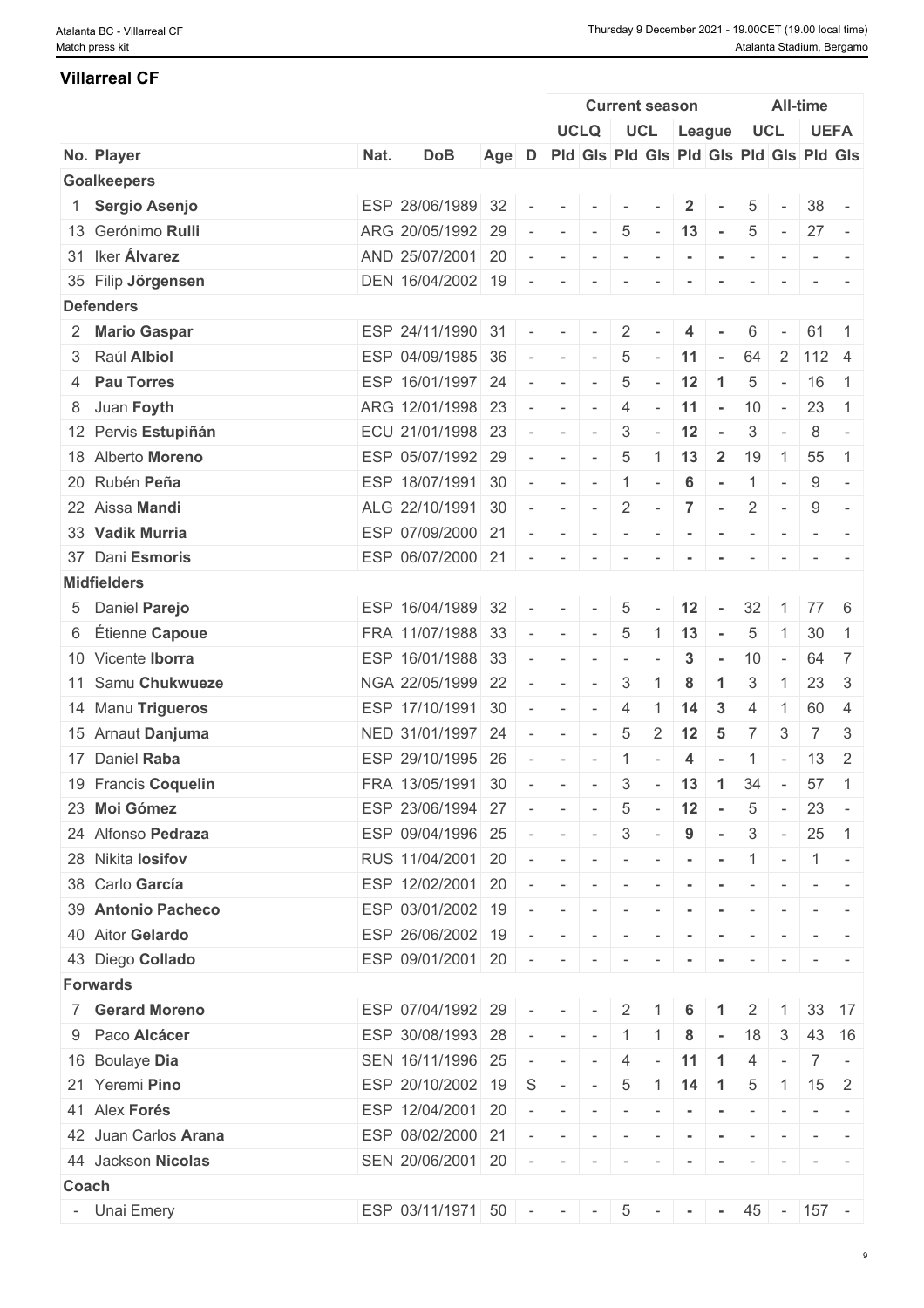## Villarreal CF

| | | | | | | Current season | | | | | | All-time | | | |
|---|---|---|---|---|---|---|---|---|---|---|---|---|---|---|---|
| | | | | | | UCLQ | | UCL | | League | | UCL | | UEFA | |
| No. | Player | Nat. | DoB | Age | D | Pld | Gls | Pld | Gls | Pld | Gls | Pld | Gls | Pld | Gls |
| **Goalkeepers** | | | | | | | | | | | | | | | |
| 1 | **Sergio Asenjo** | ESP | 28/06/1989 | 32 | - | - | - | - | - | **2** | - | 5 | - | 38 | - |
| 13 | Gerónimo **Rulli** | ARG | 20/05/1992 | 29 | - | - | - | 5 | - | **13** | - | 5 | - | 27 | - |
| 31 | Iker **Álvarez** | AND | 25/07/2001 | 20 | - | - | - | - | - | - | - | - | - | - | - |
| 35 | Filip **Jörgensen** | DEN | 16/04/2002 | 19 | - | - | - | - | - | - | - | - | - | - | - |
| **Defenders** | | | | | | | | | | | | | | | |
| 2 | **Mario Gaspar** | ESP | 24/11/1990 | 31 | - | - | - | 2 | - | **4** | - | 6 | - | 61 | 1 |
| 3 | Raúl **Albiol** | ESP | 04/09/1985 | 36 | - | - | - | 5 | - | **11** | - | 64 | 2 | 112 | 4 |
| 4 | **Pau Torres** | ESP | 16/01/1997 | 24 | - | - | - | 5 | - | **12** | **1** | 5 | - | 16 | 1 |
| 8 | Juan **Foyth** | ARG | 12/01/1998 | 23 | - | - | - | 4 | - | **11** | - | 10 | - | 23 | 1 |
| 12 | Pervis **Estupiñán** | ECU | 21/01/1998 | 23 | - | - | - | 3 | - | **12** | - | 3 | - | 8 | - |
| 18 | Alberto **Moreno** | ESP | 05/07/1992 | 29 | - | - | - | 5 | 1 | **13** | **2** | 19 | 1 | 55 | 1 |
| 20 | Rubén **Peña** | ESP | 18/07/1991 | 30 | - | - | - | 1 | - | **6** | - | 1 | - | 9 | - |
| 22 | Aissa **Mandi** | ALG | 22/10/1991 | 30 | - | - | - | 2 | - | **7** | - | 2 | - | 9 | - |
| 33 | **Vadik Murria** | ESP | 07/09/2000 | 21 | - | - | - | - | - | - | - | - | - | - | - |
| 37 | Dani **Esmoris** | ESP | 06/07/2000 | 21 | - | - | - | - | - | - | - | - | - | - | - |
| **Midfielders** | | | | | | | | | | | | | | | |
| 5 | Daniel **Parejo** | ESP | 16/04/1989 | 32 | - | - | - | 5 | - | **12** | - | 32 | 1 | 77 | 6 |
| 6 | Étienne **Capoue** | FRA | 11/07/1988 | 33 | - | - | - | 5 | 1 | **13** | - | 5 | 1 | 30 | 1 |
| 10 | Vicente **Iborra** | ESP | 16/01/1988 | 33 | - | - | - | - | - | **3** | - | 10 | - | 64 | 7 |
| 11 | Samu **Chukwueze** | NGA | 22/05/1999 | 22 | - | - | - | 3 | 1 | **8** | **1** | 3 | 1 | 23 | 3 |
| 14 | Manu **Trigueros** | ESP | 17/10/1991 | 30 | - | - | - | 4 | 1 | **14** | **3** | 4 | 1 | 60 | 4 |
| 15 | Arnaut **Danjuma** | NED | 31/01/1997 | 24 | - | - | - | 5 | 2 | **12** | **5** | 7 | 3 | 7 | 3 |
| 17 | Daniel **Raba** | ESP | 29/10/1995 | 26 | - | - | - | 1 | - | **4** | - | 1 | - | 13 | 2 |
| 19 | Francis **Coquelin** | FRA | 13/05/1991 | 30 | - | - | - | 3 | - | **13** | **1** | 34 | - | 57 | 1 |
| 23 | **Moi Gómez** | ESP | 23/06/1994 | 27 | - | - | - | 5 | - | **12** | - | 5 | - | 23 | - |
| 24 | Alfonso **Pedraza** | ESP | 09/04/1996 | 25 | - | - | - | 3 | - | **9** | - | 3 | - | 25 | 1 |
| 28 | Nikita **Iosifov** | RUS | 11/04/2001 | 20 | - | - | - | - | - | - | - | 1 | - | 1 | - |
| 38 | Carlo **García** | ESP | 12/02/2001 | 20 | - | - | - | - | - | - | - | - | - | - | - |
| 39 | **Antonio Pacheco** | ESP | 03/01/2002 | 19 | - | - | - | - | - | - | - | - | - | - | - |
| 40 | Aitor **Gelardo** | ESP | 26/06/2002 | 19 | - | - | - | - | - | - | - | - | - | - | - |
| 43 | Diego **Collado** | ESP | 09/01/2001 | 20 | - | - | - | - | - | - | - | - | - | - | - |
| **Forwards** | | | | | | | | | | | | | | | |
| 7 | **Gerard Moreno** | ESP | 07/04/1992 | 29 | - | - | - | 2 | 1 | **6** | **1** | 2 | 1 | 33 | 17 |
| 9 | Paco **Alcácer** | ESP | 30/08/1993 | 28 | - | - | - | 1 | 1 | **8** | - | 18 | 3 | 43 | 16 |
| 16 | Boulaye **Dia** | SEN | 16/11/1996 | 25 | - | - | - | 4 | - | **11** | **1** | 4 | - | 7 | - |
| 21 | Yeremi **Pino** | ESP | 20/10/2002 | 19 | S | - | - | 5 | 1 | **14** | **1** | 5 | 1 | 15 | 2 |
| 41 | Alex **Forés** | ESP | 12/04/2001 | 20 | - | - | - | - | - | - | - | - | - | - | - |
| 42 | Juan Carlos **Arana** | ESP | 08/02/2000 | 21 | - | - | - | - | - | - | - | - | - | - | - |
| 44 | Jackson **Nicolas** | SEN | 20/06/2001 | 20 | - | - | - | - | - | - | - | - | - | - | - |
| **Coach** | | | | | | | | | | | | | | | |
| - | Unai Emery | ESP | 03/11/1971 | 50 | - | - | - | 5 | - | - | - | 45 | - | 157 | - |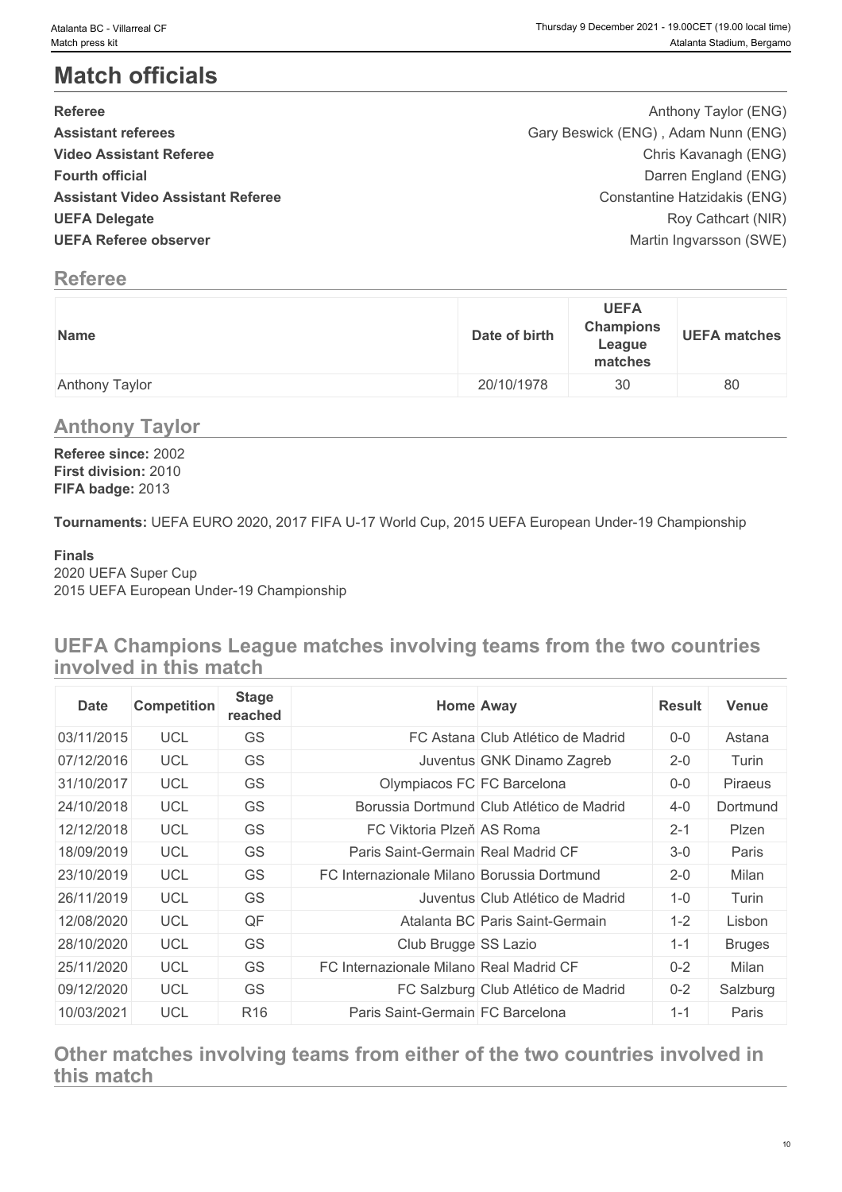# Match officials

| | |
|---|---|
| **Referee** | Anthony Taylor (ENG) |
| **Assistant referees** | Gary Beswick (ENG) , Adam Nunn (ENG) |
| **Video Assistant Referee** | Chris Kavanagh (ENG) |
| **Fourth official** | Darren England (ENG) |
| **Assistant Video Assistant Referee** | Constantine Hatzidakis (ENG) |
| **UEFA Delegate** | Roy Cathcart (NIR) |
| **UEFA Referee observer** | Martin Ingvarsson (SWE) |

## Referee

| Name | Date of birth | UEFA Champions League matches | UEFA matches |
|---|---|---|---|
| Anthony Taylor | 20/10/1978 | 30 | 80 |

## Anthony Taylor

**Referee since:** 2002
**First division:** 2010
**FIFA badge:** 2013

**Tournaments:** UEFA EURO 2020, 2017 FIFA U-17 World Cup, 2015 UEFA European Under-19 Championship

**Finals**
2020 UEFA Super Cup
2015 UEFA European Under-19 Championship

## UEFA Champions League matches involving teams from the two countries involved in this match

| Date | Competition | Stage reached | Home | Away | Result | Venue |
|---|---|---|---|---|---|---|
| 03/11/2015 | UCL | GS | FC Astana | Club Atlético de Madrid | 0-0 | Astana |
| 07/12/2016 | UCL | GS | Juventus | GNK Dinamo Zagreb | 2-0 | Turin |
| 31/10/2017 | UCL | GS | Olympiacos FC | FC Barcelona | 0-0 | Piraeus |
| 24/10/2018 | UCL | GS | Borussia Dortmund | Club Atlético de Madrid | 4-0 | Dortmund |
| 12/12/2018 | UCL | GS | FC Viktoria Plzeň | AS Roma | 2-1 | Plzen |
| 18/09/2019 | UCL | GS | Paris Saint-Germain | Real Madrid CF | 3-0 | Paris |
| 23/10/2019 | UCL | GS | FC Internazionale Milano | Borussia Dortmund | 2-0 | Milan |
| 26/11/2019 | UCL | GS | Juventus | Club Atlético de Madrid | 1-0 | Turin |
| 12/08/2020 | UCL | QF | Atalanta BC | Paris Saint-Germain | 1-2 | Lisbon |
| 28/10/2020 | UCL | GS | Club Brugge | SS Lazio | 1-1 | Bruges |
| 25/11/2020 | UCL | GS | FC Internazionale Milano | Real Madrid CF | 0-2 | Milan |
| 09/12/2020 | UCL | GS | FC Salzburg | Club Atlético de Madrid | 0-2 | Salzburg |
| 10/03/2021 | UCL | R16 | Paris Saint-Germain | FC Barcelona | 1-1 | Paris |

## Other matches involving teams from either of the two countries involved in this match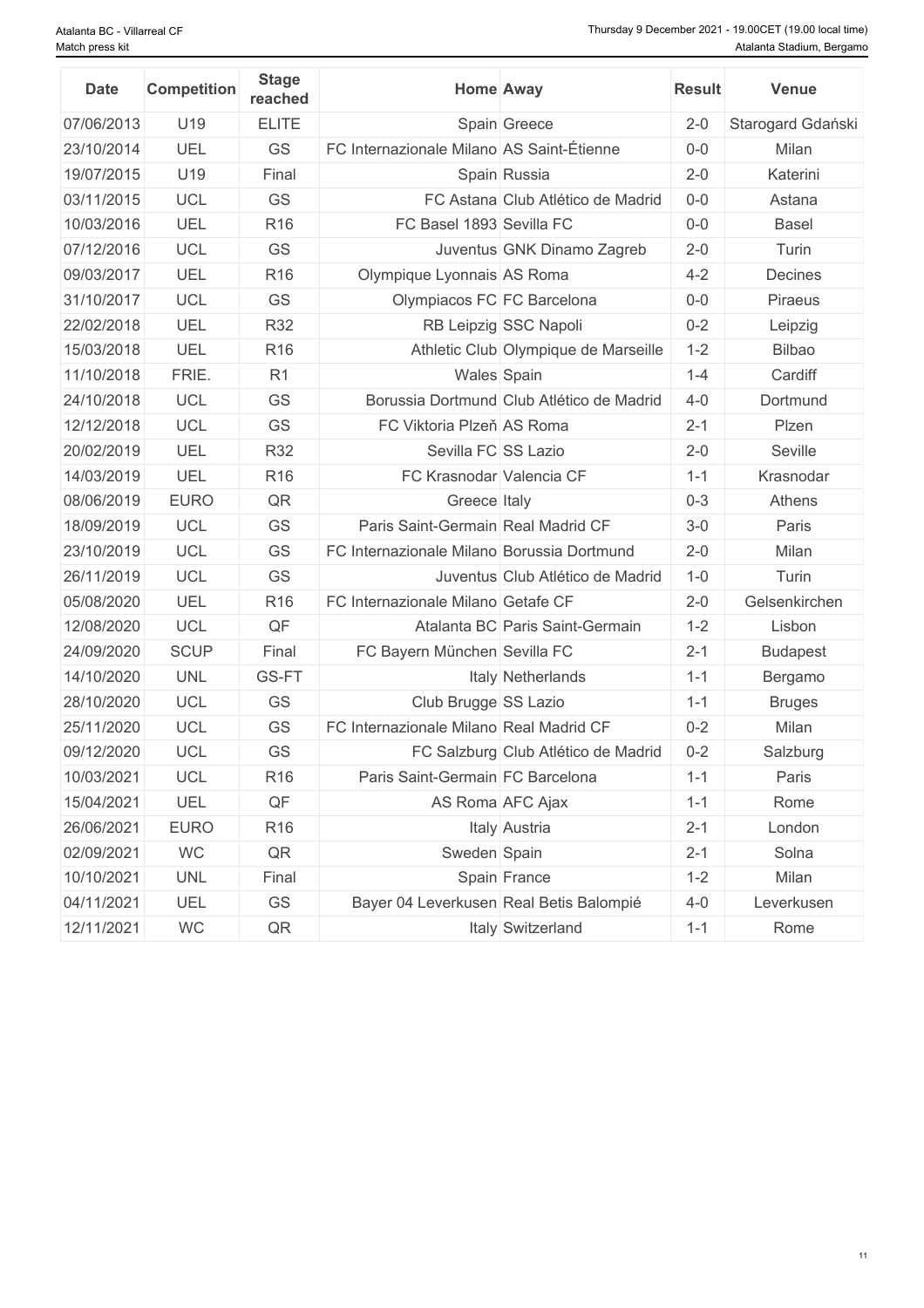| Date | Competition | Stage reached | Home | Away | Result | Venue |
| --- | --- | --- | --- | --- | --- | --- |
| 07/06/2013 | U19 | ELITE | Spain | Greece | 2-0 | Starogard Gdański |
| 23/10/2014 | UEL | GS | FC Internazionale Milano | AS Saint-Étienne | 0-0 | Milan |
| 19/07/2015 | U19 | Final | Spain | Russia | 2-0 | Katerini |
| 03/11/2015 | UCL | GS | FC Astana | Club Atlético de Madrid | 0-0 | Astana |
| 10/03/2016 | UEL | R16 | FC Basel 1893 | Sevilla FC | 0-0 | Basel |
| 07/12/2016 | UCL | GS | Juventus | GNK Dinamo Zagreb | 2-0 | Turin |
| 09/03/2017 | UEL | R16 | Olympique Lyonnais | AS Roma | 4-2 | Decines |
| 31/10/2017 | UCL | GS | Olympiacos FC | FC Barcelona | 0-0 | Piraeus |
| 22/02/2018 | UEL | R32 | RB Leipzig | SSC Napoli | 0-2 | Leipzig |
| 15/03/2018 | UEL | R16 | Athletic Club | Olympique de Marseille | 1-2 | Bilbao |
| 11/10/2018 | FRIE. | R1 | Wales | Spain | 1-4 | Cardiff |
| 24/10/2018 | UCL | GS | Borussia Dortmund | Club Atlético de Madrid | 4-0 | Dortmund |
| 12/12/2018 | UCL | GS | FC Viktoria Plzeň | AS Roma | 2-1 | Plzen |
| 20/02/2019 | UEL | R32 | Sevilla FC | SS Lazio | 2-0 | Seville |
| 14/03/2019 | UEL | R16 | FC Krasnodar | Valencia CF | 1-1 | Krasnodar |
| 08/06/2019 | EURO | QR | Greece | Italy | 0-3 | Athens |
| 18/09/2019 | UCL | GS | Paris Saint-Germain | Real Madrid CF | 3-0 | Paris |
| 23/10/2019 | UCL | GS | FC Internazionale Milano | Borussia Dortmund | 2-0 | Milan |
| 26/11/2019 | UCL | GS | Juventus | Club Atlético de Madrid | 1-0 | Turin |
| 05/08/2020 | UEL | R16 | FC Internazionale Milano | Getafe CF | 2-0 | Gelsenkirchen |
| 12/08/2020 | UCL | QF | Atalanta BC | Paris Saint-Germain | 1-2 | Lisbon |
| 24/09/2020 | SCUP | Final | FC Bayern München | Sevilla FC | 2-1 | Budapest |
| 14/10/2020 | UNL | GS-FT | Italy | Netherlands | 1-1 | Bergamo |
| 28/10/2020 | UCL | GS | Club Brugge | SS Lazio | 1-1 | Bruges |
| 25/11/2020 | UCL | GS | FC Internazionale Milano | Real Madrid CF | 0-2 | Milan |
| 09/12/2020 | UCL | GS | FC Salzburg | Club Atlético de Madrid | 0-2 | Salzburg |
| 10/03/2021 | UCL | R16 | Paris Saint-Germain | FC Barcelona | 1-1 | Paris |
| 15/04/2021 | UEL | QF | AS Roma | AFC Ajax | 1-1 | Rome |
| 26/06/2021 | EURO | R16 | Italy | Austria | 2-1 | London |
| 02/09/2021 | WC | QR | Sweden | Spain | 2-1 | Solna |
| 10/10/2021 | UNL | Final | Spain | France | 1-2 | Milan |
| 04/11/2021 | UEL | GS | Bayer 04 Leverkusen | Real Betis Balompié | 4-0 | Leverkusen |
| 12/11/2021 | WC | QR | Italy | Switzerland | 1-1 | Rome |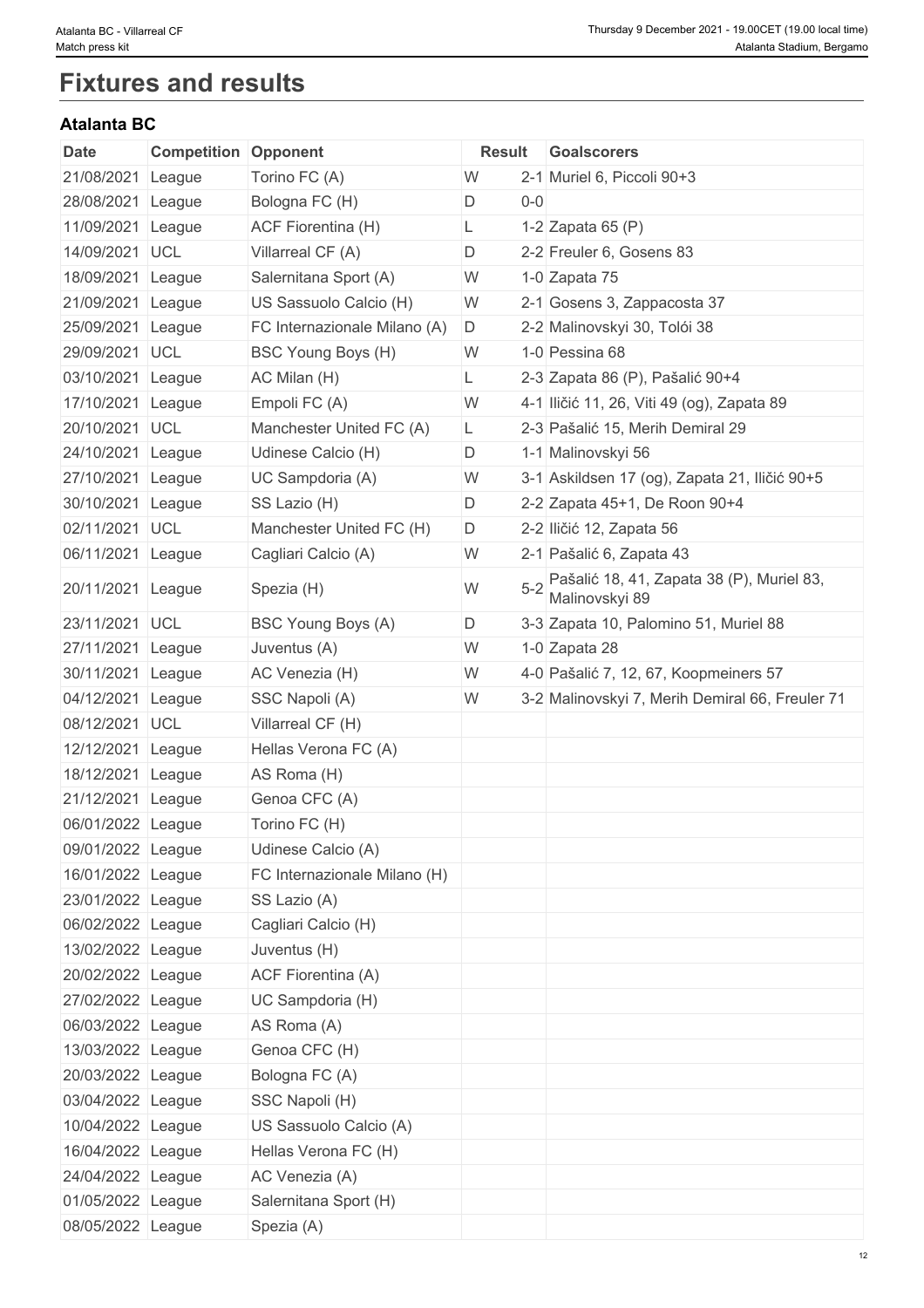# Fixtures and results

### Atalanta BC

| Date | Competition | Opponent | Result | | Goalscorers |
|---|---|---|---|---|---|
| 21/08/2021 | League | Torino FC (A) | W | 2-1 | Muriel 6, Piccoli 90+3 |
| 28/08/2021 | League | Bologna FC (H) | D | 0-0 | |
| 11/09/2021 | League | ACF Fiorentina (H) | L | 1-2 | Zapata 65 (P) |
| 14/09/2021 | UCL | Villarreal CF (A) | D | 2-2 | Freuler 6, Gosens 83 |
| 18/09/2021 | League | Salernitana Sport (A) | W | 1-0 | Zapata 75 |
| 21/09/2021 | League | US Sassuolo Calcio (H) | W | 2-1 | Gosens 3, Zappacosta 37 |
| 25/09/2021 | League | FC Internazionale Milano (A) | D | 2-2 | Malinovskyi 30, Tolói 38 |
| 29/09/2021 | UCL | BSC Young Boys (H) | W | 1-0 | Pessina 68 |
| 03/10/2021 | League | AC Milan (H) | L | 2-3 | Zapata 86 (P), Pašalić 90+4 |
| 17/10/2021 | League | Empoli FC (A) | W | 4-1 | Iličić 11, 26, Viti 49 (og), Zapata 89 |
| 20/10/2021 | UCL | Manchester United FC (A) | L | 2-3 | Pašalić 15, Merih Demiral 29 |
| 24/10/2021 | League | Udinese Calcio (H) | D | 1-1 | Malinovskyi 56 |
| 27/10/2021 | League | UC Sampdoria (A) | W | 3-1 | Askildsen 17 (og), Zapata 21, Iličić 90+5 |
| 30/10/2021 | League | SS Lazio (H) | D | 2-2 | Zapata 45+1, De Roon 90+4 |
| 02/11/2021 | UCL | Manchester United FC (H) | D | 2-2 | Iličić 12, Zapata 56 |
| 06/11/2021 | League | Cagliari Calcio (A) | W | 2-1 | Pašalić 6, Zapata 43 |
| 20/11/2021 | League | Spezia (H) | W | 5-2 | Pašalić 18, 41, Zapata 38 (P), Muriel 83, Malinovskyi 89 |
| 23/11/2021 | UCL | BSC Young Boys (A) | D | 3-3 | Zapata 10, Palomino 51, Muriel 88 |
| 27/11/2021 | League | Juventus (A) | W | 1-0 | Zapata 28 |
| 30/11/2021 | League | AC Venezia (H) | W | 4-0 | Pašalić 7, 12, 67, Koopmeiners 57 |
| 04/12/2021 | League | SSC Napoli (A) | W | 3-2 | Malinovskyi 7, Merih Demiral 66, Freuler 71 |
| 08/12/2021 | UCL | Villarreal CF (H) | | | |
| 12/12/2021 | League | Hellas Verona FC (A) | | | |
| 18/12/2021 | League | AS Roma (H) | | | |
| 21/12/2021 | League | Genoa CFC (A) | | | |
| 06/01/2022 | League | Torino FC (H) | | | |
| 09/01/2022 | League | Udinese Calcio (A) | | | |
| 16/01/2022 | League | FC Internazionale Milano (H) | | | |
| 23/01/2022 | League | SS Lazio (A) | | | |
| 06/02/2022 | League | Cagliari Calcio (H) | | | |
| 13/02/2022 | League | Juventus (H) | | | |
| 20/02/2022 | League | ACF Fiorentina (A) | | | |
| 27/02/2022 | League | UC Sampdoria (H) | | | |
| 06/03/2022 | League | AS Roma (A) | | | |
| 13/03/2022 | League | Genoa CFC (H) | | | |
| 20/03/2022 | League | Bologna FC (A) | | | |
| 03/04/2022 | League | SSC Napoli (H) | | | |
| 10/04/2022 | League | US Sassuolo Calcio (A) | | | |
| 16/04/2022 | League | Hellas Verona FC (H) | | | |
| 24/04/2022 | League | AC Venezia (A) | | | |
| 01/05/2022 | League | Salernitana Sport (H) | | | |
| 08/05/2022 | League | Spezia (A) | | | |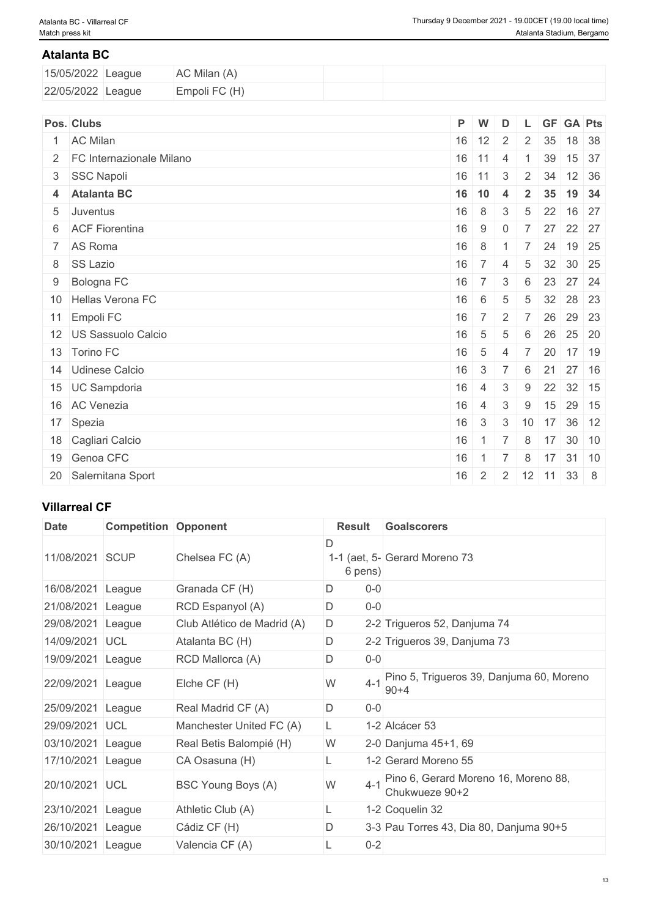### Atalanta BC

| | | | | |
|---|---|---|---|---|
| 15/05/2022 | League | AC Milan (A) | | |
| 22/05/2022 | League | Empoli FC (H) | | |

| Pos. | Clubs | P | W | D | L | GF | GA | Pts |
|---|---|---|---|---|---|---|---|---|
| 1 | AC Milan | 16 | 12 | 2 | 2 | 35 | 18 | 38 |
| 2 | FC Internazionale Milano | 16 | 11 | 4 | 1 | 39 | 15 | 37 |
| 3 | SSC Napoli | 16 | 11 | 3 | 2 | 34 | 12 | 36 |
| **4** | **Atalanta BC** | **16** | **10** | **4** | **2** | **35** | **19** | **34** |
| 5 | Juventus | 16 | 8 | 3 | 5 | 22 | 16 | 27 |
| 6 | ACF Fiorentina | 16 | 9 | 0 | 7 | 27 | 22 | 27 |
| 7 | AS Roma | 16 | 8 | 1 | 7 | 24 | 19 | 25 |
| 8 | SS Lazio | 16 | 7 | 4 | 5 | 32 | 30 | 25 |
| 9 | Bologna FC | 16 | 7 | 3 | 6 | 23 | 27 | 24 |
| 10 | Hellas Verona FC | 16 | 6 | 5 | 5 | 32 | 28 | 23 |
| 11 | Empoli FC | 16 | 7 | 2 | 7 | 26 | 29 | 23 |
| 12 | US Sassuolo Calcio | 16 | 5 | 5 | 6 | 26 | 25 | 20 |
| 13 | Torino FC | 16 | 5 | 4 | 7 | 20 | 17 | 19 |
| 14 | Udinese Calcio | 16 | 3 | 7 | 6 | 21 | 27 | 16 |
| 15 | UC Sampdoria | 16 | 4 | 3 | 9 | 22 | 32 | 15 |
| 16 | AC Venezia | 16 | 4 | 3 | 9 | 15 | 29 | 15 |
| 17 | Spezia | 16 | 3 | 3 | 10 | 17 | 36 | 12 |
| 18 | Cagliari Calcio | 16 | 1 | 7 | 8 | 17 | 30 | 10 |
| 19 | Genoa CFC | 16 | 1 | 7 | 8 | 17 | 31 | 10 |
| 20 | Salernitana Sport | 16 | 2 | 2 | 12 | 11 | 33 | 8 |

### Villarreal CF

| Date | Competition | Opponent | Result | | Goalscorers |
|---|---|---|---|---|---|
| 11/08/2021 | SCUP | Chelsea FC (A) | D | 1-1 (aet, 5-6 pens) | Gerard Moreno 73 |
| 16/08/2021 | League | Granada CF (H) | D | 0-0 | |
| 21/08/2021 | League | RCD Espanyol (A) | D | 0-0 | |
| 29/08/2021 | League | Club Atlético de Madrid (A) | D | 2-2 | Trigueros 52, Danjuma 74 |
| 14/09/2021 | UCL | Atalanta BC (H) | D | 2-2 | Trigueros 39, Danjuma 73 |
| 19/09/2021 | League | RCD Mallorca (A) | D | 0-0 | |
| 22/09/2021 | League | Elche CF (H) | W | 4-1 | Pino 5, Trigueros 39, Danjuma 60, Moreno 90+4 |
| 25/09/2021 | League | Real Madrid CF (A) | D | 0-0 | |
| 29/09/2021 | UCL | Manchester United FC (A) | L | 1-2 | Alcácer 53 |
| 03/10/2021 | League | Real Betis Balompié (H) | W | 2-0 | Danjuma 45+1, 69 |
| 17/10/2021 | League | CA Osasuna (H) | L | 1-2 | Gerard Moreno 55 |
| 20/10/2021 | UCL | BSC Young Boys (A) | W | 4-1 | Pino 6, Gerard Moreno 16, Moreno 88, Chukwueze 90+2 |
| 23/10/2021 | League | Athletic Club (A) | L | 1-2 | Coquelin 32 |
| 26/10/2021 | League | Cádiz CF (H) | D | 3-3 | Pau Torres 43, Dia 80, Danjuma 90+5 |
| 30/10/2021 | League | Valencia CF (A) | L | 0-2 | |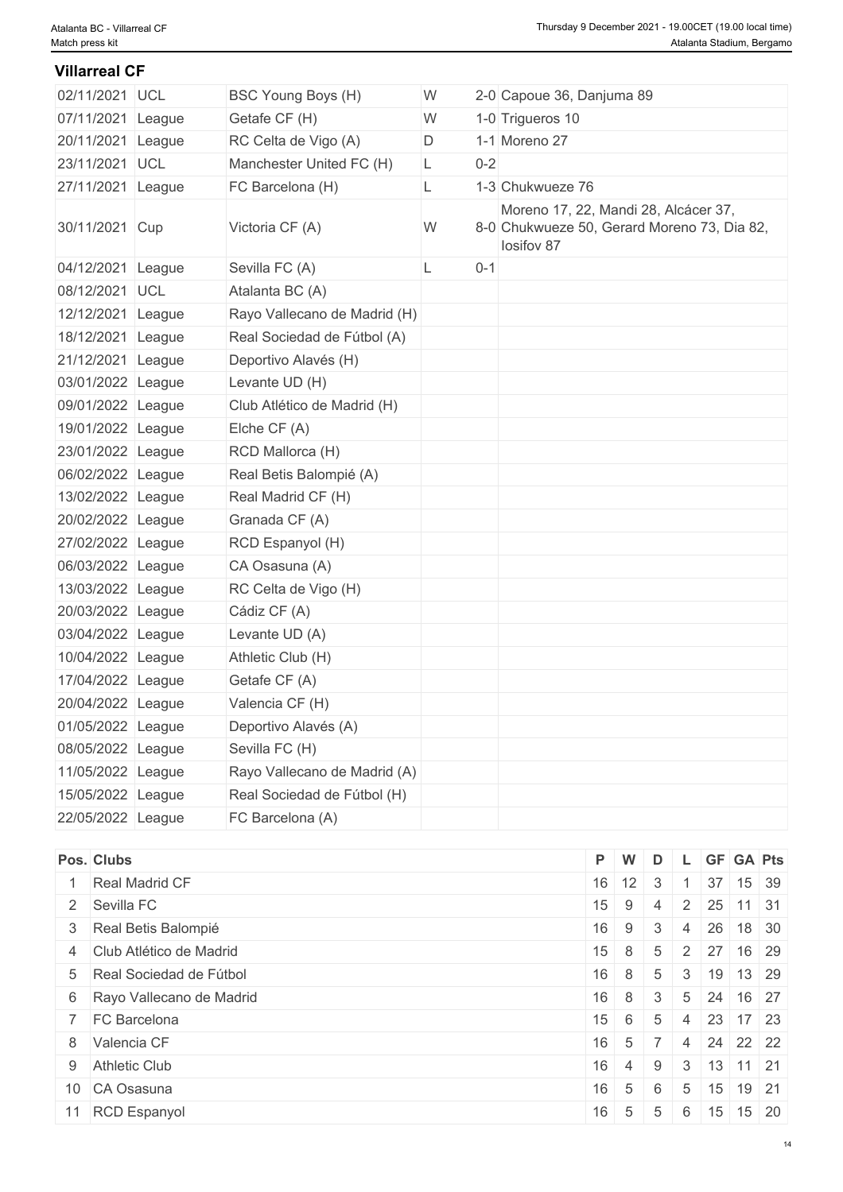## Villarreal CF

| Date | Competition | Opponent | Result | Score | Scorers |
|---|---|---|---|---|---|
| 02/11/2021 | UCL | BSC Young Boys (H) | W | 2-0 | Capoue 36, Danjuma 89 |
| 07/11/2021 | League | Getafe CF (H) | W | 1-0 | Trigueros 10 |
| 20/11/2021 | League | RC Celta de Vigo (A) | D | 1-1 | Moreno 27 |
| 23/11/2021 | UCL | Manchester United FC (H) | L | 0-2 | |
| 27/11/2021 | League | FC Barcelona (H) | L | 1-3 | Chukwueze 76 |
| 30/11/2021 | Cup | Victoria CF (A) | W | 8-0 | Moreno 17, 22, Mandi 28, Alcácer 37, Chukwueze 50, Gerard Moreno 73, Dia 82, Iosifov 87 |
| 04/12/2021 | League | Sevilla FC (A) | L | 0-1 | |
| 08/12/2021 | UCL | Atalanta BC (A) | | | |
| 12/12/2021 | League | Rayo Vallecano de Madrid (H) | | | |
| 18/12/2021 | League | Real Sociedad de Fútbol (A) | | | |
| 21/12/2021 | League | Deportivo Alavés (H) | | | |
| 03/01/2022 | League | Levante UD (H) | | | |
| 09/01/2022 | League | Club Atlético de Madrid (H) | | | |
| 19/01/2022 | League | Elche CF (A) | | | |
| 23/01/2022 | League | RCD Mallorca (H) | | | |
| 06/02/2022 | League | Real Betis Balompié (A) | | | |
| 13/02/2022 | League | Real Madrid CF (H) | | | |
| 20/02/2022 | League | Granada CF (A) | | | |
| 27/02/2022 | League | RCD Espanyol (H) | | | |
| 06/03/2022 | League | CA Osasuna (A) | | | |
| 13/03/2022 | League | RC Celta de Vigo (H) | | | |
| 20/03/2022 | League | Cádiz CF (A) | | | |
| 03/04/2022 | League | Levante UD (A) | | | |
| 10/04/2022 | League | Athletic Club (H) | | | |
| 17/04/2022 | League | Getafe CF (A) | | | |
| 20/04/2022 | League | Valencia CF (H) | | | |
| 01/05/2022 | League | Deportivo Alavés (A) | | | |
| 08/05/2022 | League | Sevilla FC (H) | | | |
| 11/05/2022 | League | Rayo Vallecano de Madrid (A) | | | |
| 15/05/2022 | League | Real Sociedad de Fútbol (H) | | | |
| 22/05/2022 | League | FC Barcelona (A) | | | |

| Pos. | Clubs | P | W | D | L | GF | GA | Pts |
|---|---|---|---|---|---|---|---|---|
| 1 | Real Madrid CF | 16 | 12 | 3 | 1 | 37 | 15 | 39 |
| 2 | Sevilla FC | 15 | 9 | 4 | 2 | 25 | 11 | 31 |
| 3 | Real Betis Balompié | 16 | 9 | 3 | 4 | 26 | 18 | 30 |
| 4 | Club Atlético de Madrid | 15 | 8 | 5 | 2 | 27 | 16 | 29 |
| 5 | Real Sociedad de Fútbol | 16 | 8 | 5 | 3 | 19 | 13 | 29 |
| 6 | Rayo Vallecano de Madrid | 16 | 8 | 3 | 5 | 24 | 16 | 27 |
| 7 | FC Barcelona | 15 | 6 | 5 | 4 | 23 | 17 | 23 |
| 8 | Valencia CF | 16 | 5 | 7 | 4 | 24 | 22 | 22 |
| 9 | Athletic Club | 16 | 4 | 9 | 3 | 13 | 11 | 21 |
| 10 | CA Osasuna | 16 | 5 | 6 | 5 | 15 | 19 | 21 |
| 11 | RCD Espanyol | 16 | 5 | 5 | 6 | 15 | 15 | 20 |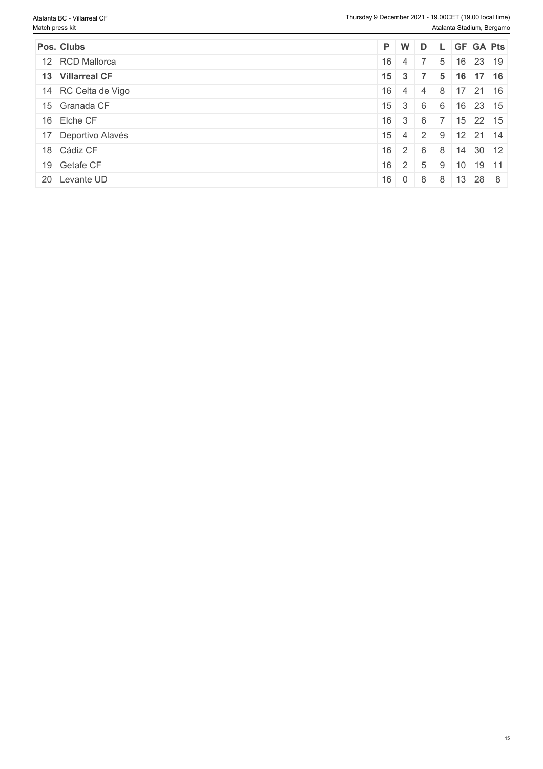| Pos. | Clubs | P | W | D | L | GF | GA | Pts |
|---|---|---|---|---|---|---|---|---|
| 12 | RCD Mallorca | 16 | 4 | 7 | 5 | 16 | 23 | 19 |
| **13** | **Villarreal CF** | **15** | **3** | **7** | **5** | **16** | **17** | **16** |
| 14 | RC Celta de Vigo | 16 | 4 | 4 | 8 | 17 | 21 | 16 |
| 15 | Granada CF | 15 | 3 | 6 | 6 | 16 | 23 | 15 |
| 16 | Elche CF | 16 | 3 | 6 | 7 | 15 | 22 | 15 |
| 17 | Deportivo Alavés | 15 | 4 | 2 | 9 | 12 | 21 | 14 |
| 18 | Cádiz CF | 16 | 2 | 6 | 8 | 14 | 30 | 12 |
| 19 | Getafe CF | 16 | 2 | 5 | 9 | 10 | 19 | 11 |
| 20 | Levante UD | 16 | 0 | 8 | 8 | 13 | 28 | 8 |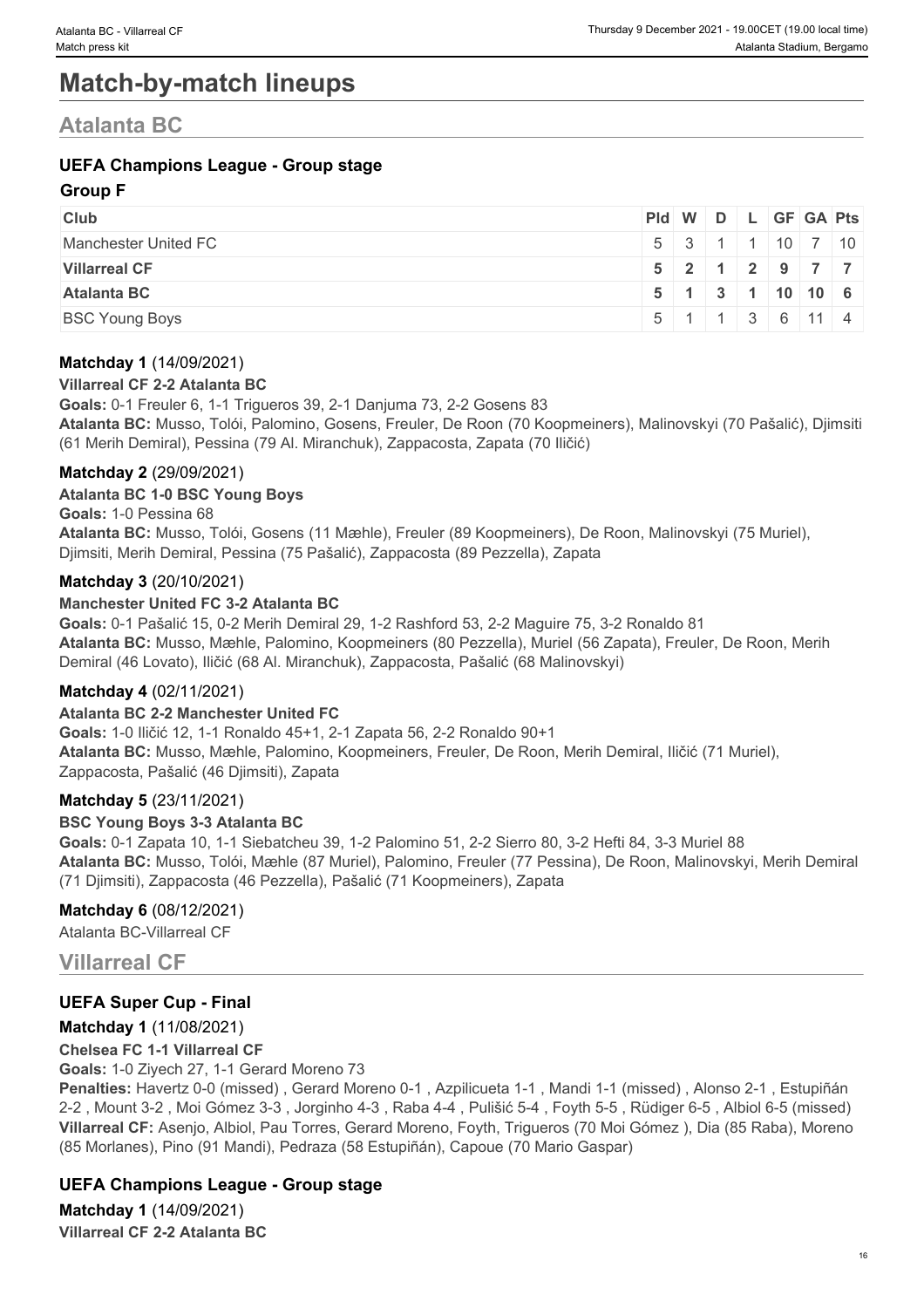# Match-by-match lineups

## Atalanta BC

### UEFA Champions League - Group stage

**Group F**

| Club | Pld | W | D | L | GF | GA | Pts |
|---|---|---|---|---|---|---|---|
| Manchester United FC | 5 | 3 | 1 | 1 | 10 | 7 | 10 |
| **Villarreal CF** | **5** | **2** | **1** | **2** | **9** | **7** | **7** |
| **Atalanta BC** | **5** | **1** | **3** | **1** | **10** | **10** | **6** |
| BSC Young Boys | 5 | 1 | 1 | 3 | 6 | 11 | 4 |

**Matchday 1** (14/09/2021)

**Villarreal CF 2-2 Atalanta BC**

**Goals:** 0-1 Freuler 6, 1-1 Trigueros 39, 2-1 Danjuma 73, 2-2 Gosens 83

**Atalanta BC:** Musso, Tolói, Palomino, Gosens, Freuler, De Roon (70 Koopmeiners), Malinovskyi (70 Pašalić), Djimsiti (61 Merih Demiral), Pessina (79 Al. Miranchuk), Zappacosta, Zapata (70 Iličić)

**Matchday 2** (29/09/2021)

**Atalanta BC 1-0 BSC Young Boys**

**Goals:** 1-0 Pessina 68

**Atalanta BC:** Musso, Tolói, Gosens (11 Mæhle), Freuler (89 Koopmeiners), De Roon, Malinovskyi (75 Muriel), Djimsiti, Merih Demiral, Pessina (75 Pašalić), Zappacosta (89 Pezzella), Zapata

**Matchday 3** (20/10/2021)

**Manchester United FC 3-2 Atalanta BC**

**Goals:** 0-1 Pašalić 15, 0-2 Merih Demiral 29, 1-2 Rashford 53, 2-2 Maguire 75, 3-2 Ronaldo 81

**Atalanta BC:** Musso, Mæhle, Palomino, Koopmeiners (80 Pezzella), Muriel (56 Zapata), Freuler, De Roon, Merih Demiral (46 Lovato), Iličić (68 Al. Miranchuk), Zappacosta, Pašalić (68 Malinovskyi)

**Matchday 4** (02/11/2021)

**Atalanta BC 2-2 Manchester United FC**

**Goals:** 1-0 Iličić 12, 1-1 Ronaldo 45+1, 2-1 Zapata 56, 2-2 Ronaldo 90+1

**Atalanta BC:** Musso, Mæhle, Palomino, Koopmeiners, Freuler, De Roon, Merih Demiral, Iličić (71 Muriel), Zappacosta, Pašalić (46 Djimsiti), Zapata

**Matchday 5** (23/11/2021)

**BSC Young Boys 3-3 Atalanta BC**

**Goals:** 0-1 Zapata 10, 1-1 Siebatcheu 39, 1-2 Palomino 51, 2-2 Sierro 80, 3-2 Hefti 84, 3-3 Muriel 88

**Atalanta BC:** Musso, Tolói, Mæhle (87 Muriel), Palomino, Freuler (77 Pessina), De Roon, Malinovskyi, Merih Demiral (71 Djimsiti), Zappacosta (46 Pezzella), Pašalić (71 Koopmeiners), Zapata

**Matchday 6** (08/12/2021)

Atalanta BC-Villarreal CF

## Villarreal CF

### UEFA Super Cup - Final

**Matchday 1** (11/08/2021)

**Chelsea FC 1-1 Villarreal CF**

**Goals:** 1-0 Ziyech 27, 1-1 Gerard Moreno 73

**Penalties:** Havertz 0-0 (missed) , Gerard Moreno 0-1 , Azpilicueta 1-1 , Mandi 1-1 (missed) , Alonso 2-1 , Estupiñán 2-2 , Mount 3-2 , Moi Gómez 3-3 , Jorginho 4-3 , Raba 4-4 , Pulišić 5-4 , Foyth 5-5 , Rüdiger 6-5 , Albiol 6-5 (missed)

**Villarreal CF:** Asenjo, Albiol, Pau Torres, Gerard Moreno, Foyth, Trigueros (70 Moi Gómez ), Dia (85 Raba), Moreno (85 Morlanes), Pino (91 Mandi), Pedraza (58 Estupiñán), Capoue (70 Mario Gaspar)

### UEFA Champions League - Group stage

**Matchday 1** (14/09/2021)

**Villarreal CF 2-2 Atalanta BC**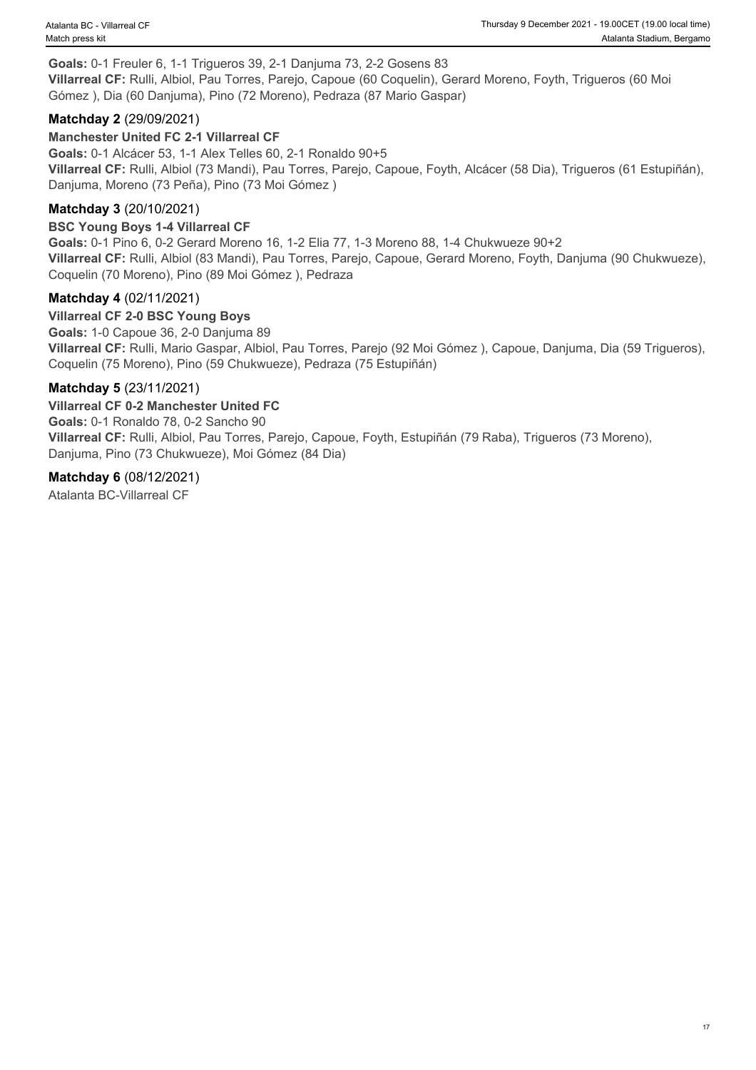**Goals:** 0-1 Freuler 6, 1-1 Trigueros 39, 2-1 Danjuma 73, 2-2 Gosens 83
**Villarreal CF:** Rulli, Albiol, Pau Torres, Parejo, Capoue (60 Coquelin), Gerard Moreno, Foyth, Trigueros (60 Moi Gómez ), Dia (60 Danjuma), Pino (72 Moreno), Pedraza (87 Mario Gaspar)

### Matchday 2 (29/09/2021)

**Manchester United FC 2-1 Villarreal CF**
**Goals:** 0-1 Alcácer 53, 1-1 Alex Telles 60, 2-1 Ronaldo 90+5
**Villarreal CF:** Rulli, Albiol (73 Mandi), Pau Torres, Parejo, Capoue, Foyth, Alcácer (58 Dia), Trigueros (61 Estupiñán), Danjuma, Moreno (73 Peña), Pino (73 Moi Gómez )

### Matchday 3 (20/10/2021)

**BSC Young Boys 1-4 Villarreal CF**
**Goals:** 0-1 Pino 6, 0-2 Gerard Moreno 16, 1-2 Elia 77, 1-3 Moreno 88, 1-4 Chukwueze 90+2
**Villarreal CF:** Rulli, Albiol (83 Mandi), Pau Torres, Parejo, Capoue, Gerard Moreno, Foyth, Danjuma (90 Chukwueze), Coquelin (70 Moreno), Pino (89 Moi Gómez ), Pedraza

### Matchday 4 (02/11/2021)

**Villarreal CF 2-0 BSC Young Boys**
**Goals:** 1-0 Capoue 36, 2-0 Danjuma 89
**Villarreal CF:** Rulli, Mario Gaspar, Albiol, Pau Torres, Parejo (92 Moi Gómez ), Capoue, Danjuma, Dia (59 Trigueros), Coquelin (75 Moreno), Pino (59 Chukwueze), Pedraza (75 Estupiñán)

### Matchday 5 (23/11/2021)

**Villarreal CF 0-2 Manchester United FC**
**Goals:** 0-1 Ronaldo 78, 0-2 Sancho 90
**Villarreal CF:** Rulli, Albiol, Pau Torres, Parejo, Capoue, Foyth, Estupiñán (79 Raba), Trigueros (73 Moreno), Danjuma, Pino (73 Chukwueze), Moi Gómez (84 Dia)

### Matchday 6 (08/12/2021)

Atalanta BC-Villarreal CF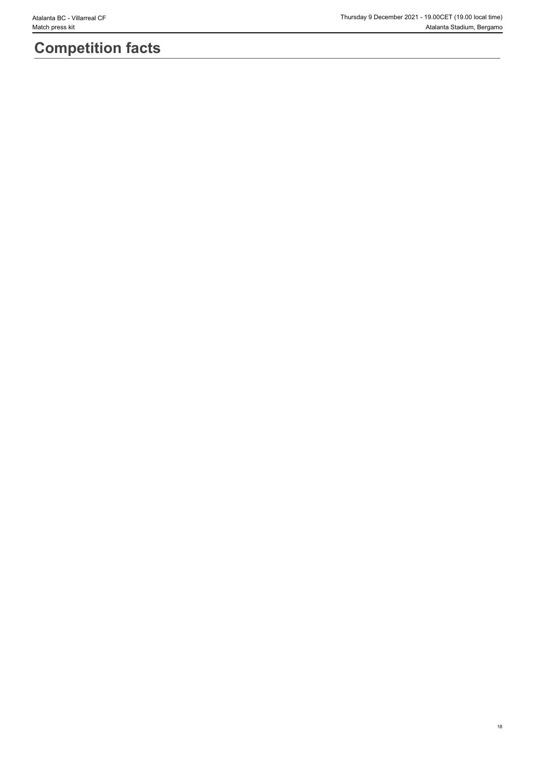# Competition facts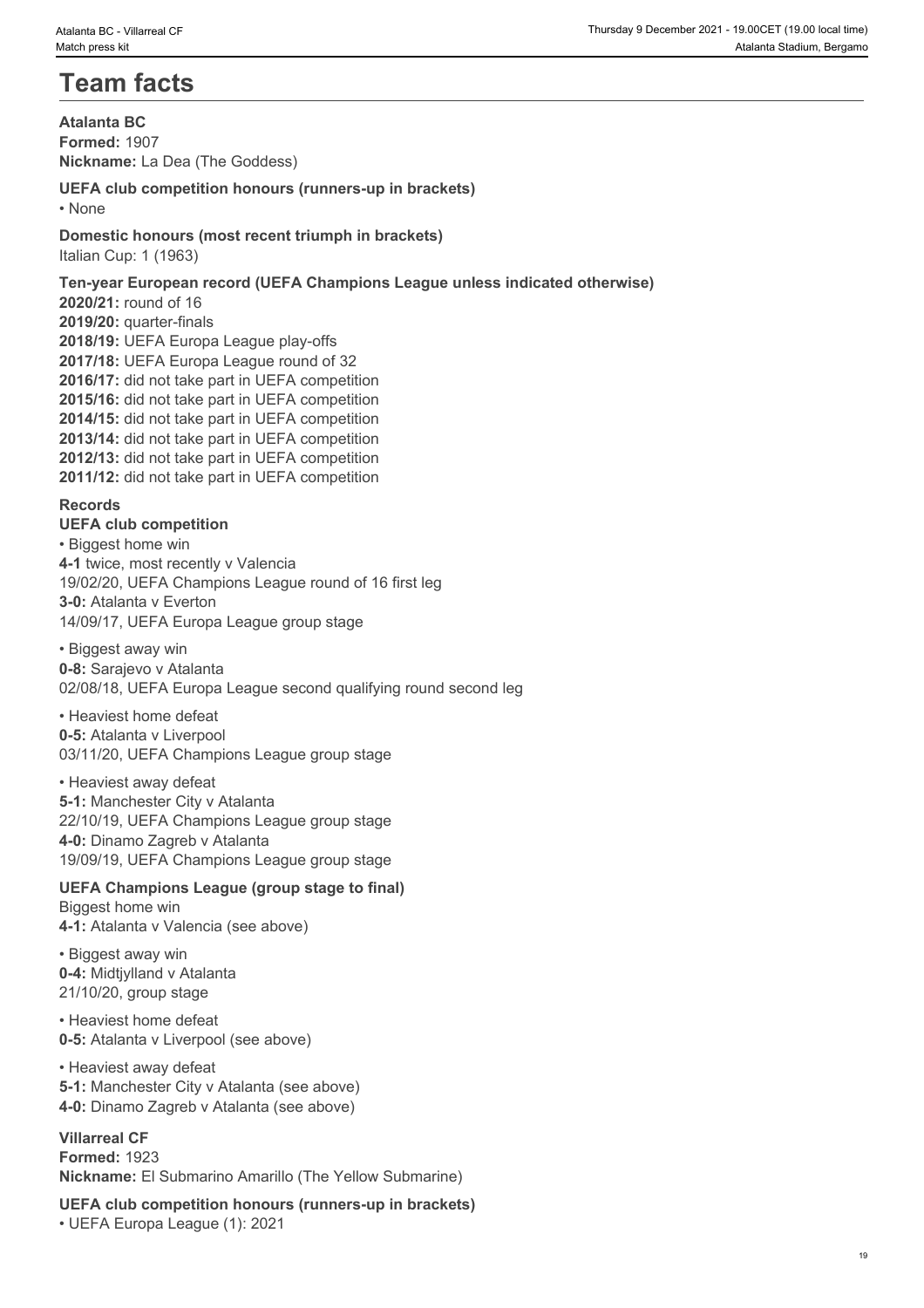# Team facts

**Atalanta BC**
**Formed:** 1907
**Nickname:** La Dea (The Goddess)

**UEFA club competition honours (runners-up in brackets)**
• None

**Domestic honours (most recent triumph in brackets)**
Italian Cup: 1 (1963)

**Ten-year European record (UEFA Champions League unless indicated otherwise)**
**2020/21:** round of 16
**2019/20:** quarter-finals
**2018/19:** UEFA Europa League play-offs
**2017/18:** UEFA Europa League round of 32
**2016/17:** did not take part in UEFA competition
**2015/16:** did not take part in UEFA competition
**2014/15:** did not take part in UEFA competition
**2013/14:** did not take part in UEFA competition
**2012/13:** did not take part in UEFA competition
**2011/12:** did not take part in UEFA competition

**Records**
**UEFA club competition**
• Biggest home win
**4-1** twice, most recently v Valencia
19/02/20, UEFA Champions League round of 16 first leg
**3-0:** Atalanta v Everton
14/09/17, UEFA Europa League group stage

• Biggest away win
**0-8:** Sarajevo v Atalanta
02/08/18, UEFA Europa League second qualifying round second leg

• Heaviest home defeat
**0-5:** Atalanta v Liverpool
03/11/20, UEFA Champions League group stage

• Heaviest away defeat
**5-1:** Manchester City v Atalanta
22/10/19, UEFA Champions League group stage
**4-0:** Dinamo Zagreb v Atalanta
19/09/19, UEFA Champions League group stage

**UEFA Champions League (group stage to final)**
Biggest home win
**4-1:** Atalanta v Valencia (see above)

• Biggest away win
**0-4:** Midtjylland v Atalanta
21/10/20, group stage

• Heaviest home defeat
**0-5:** Atalanta v Liverpool (see above)

• Heaviest away defeat
**5-1:** Manchester City v Atalanta (see above)
**4-0:** Dinamo Zagreb v Atalanta (see above)

**Villarreal CF**
**Formed:** 1923
**Nickname:** El Submarino Amarillo (The Yellow Submarine)

**UEFA club competition honours (runners-up in brackets)**
• UEFA Europa League (1): 2021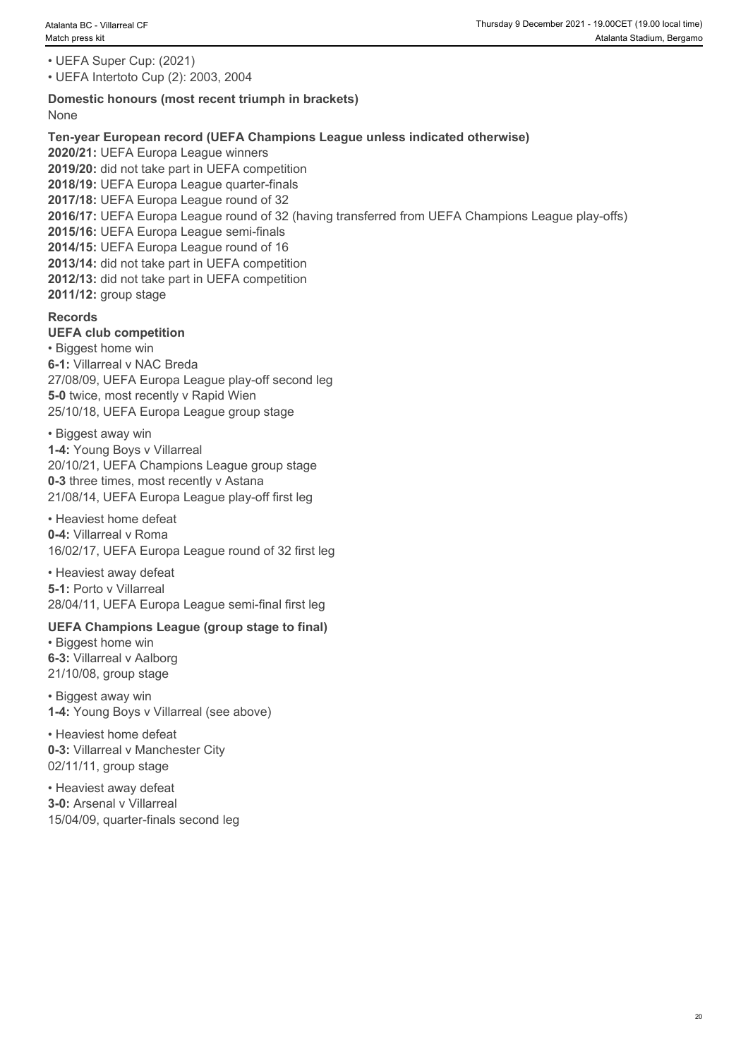- UEFA Super Cup: (2021)
- UEFA Intertoto Cup (2): 2003, 2004

**Domestic honours (most recent triumph in brackets)**

None

**Ten-year European record (UEFA Champions League unless indicated otherwise)**

**2020/21:** UEFA Europa League winners
**2019/20:** did not take part in UEFA competition
**2018/19:** UEFA Europa League quarter-finals
**2017/18:** UEFA Europa League round of 32
**2016/17:** UEFA Europa League round of 32 (having transferred from UEFA Champions League play-offs)
**2015/16:** UEFA Europa League semi-finals
**2014/15:** UEFA Europa League round of 16
**2013/14:** did not take part in UEFA competition
**2012/13:** did not take part in UEFA competition
**2011/12:** group stage

**Records**

**UEFA club competition**

- Biggest home win

**6-1:** Villarreal v NAC Breda
27/08/09, UEFA Europa League play-off second leg
**5-0** twice, most recently v Rapid Wien
25/10/18, UEFA Europa League group stage

- Biggest away win

**1-4:** Young Boys v Villarreal
20/10/21, UEFA Champions League group stage
**0-3** three times, most recently v Astana
21/08/14, UEFA Europa League play-off first leg

- Heaviest home defeat

**0-4:** Villarreal v Roma
16/02/17, UEFA Europa League round of 32 first leg

- Heaviest away defeat

**5-1:** Porto v Villarreal
28/04/11, UEFA Europa League semi-final first leg

**UEFA Champions League (group stage to final)**

- Biggest home win

**6-3:** Villarreal v Aalborg
21/10/08, group stage

- Biggest away win

**1-4:** Young Boys v Villarreal (see above)

- Heaviest home defeat

**0-3:** Villarreal v Manchester City
02/11/11, group stage

- Heaviest away defeat

**3-0:** Arsenal v Villarreal
15/04/09, quarter-finals second leg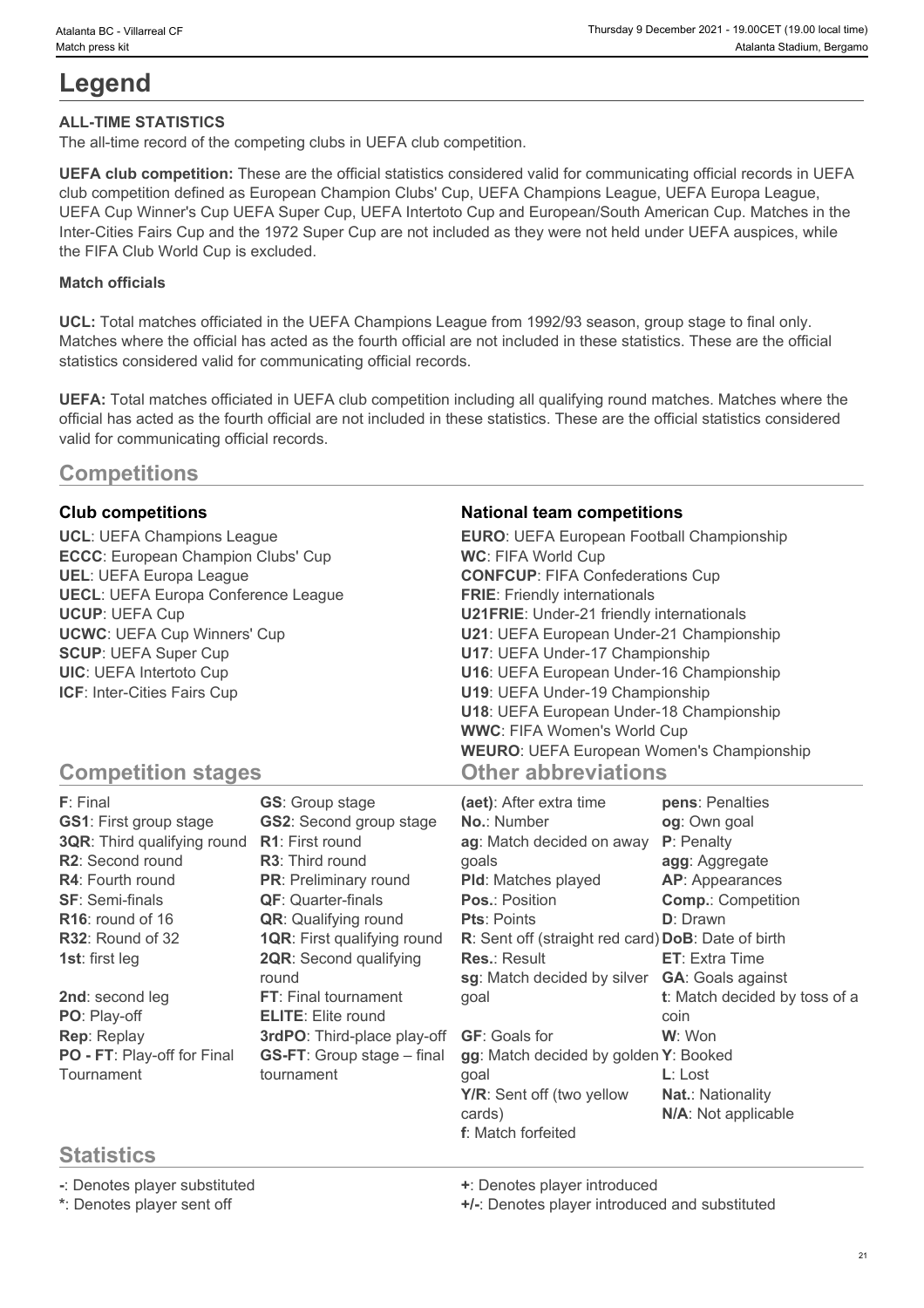# Legend

**ALL-TIME STATISTICS**

The all-time record of the competing clubs in UEFA club competition.

**UEFA club competition:** These are the official statistics considered valid for communicating official records in UEFA club competition defined as European Champion Clubs' Cup, UEFA Champions League, UEFA Europa League, UEFA Cup Winner's Cup UEFA Super Cup, UEFA Intertoto Cup and European/South American Cup. Matches in the Inter-Cities Fairs Cup and the 1972 Super Cup are not included as they were not held under UEFA auspices, while the FIFA Club World Cup is excluded.

**Match officials**

**UCL:** Total matches officiated in the UEFA Champions League from 1992/93 season, group stage to final only. Matches where the official has acted as the fourth official are not included in these statistics. These are the official statistics considered valid for communicating official records.

**UEFA:** Total matches officiated in UEFA club competition including all qualifying round matches. Matches where the official has acted as the fourth official are not included in these statistics. These are the official statistics considered valid for communicating official records.

## Competitions

### Club competitions

**UCL**: UEFA Champions League
**ECCC**: European Champion Clubs' Cup
**UEL**: UEFA Europa League
**UECL**: UEFA Europa Conference League
**UCUP**: UEFA Cup
**UCWC**: UEFA Cup Winners' Cup
**SCUP**: UEFA Super Cup
**UIC**: UEFA Intertoto Cup
**ICF**: Inter-Cities Fairs Cup

### National team competitions

**EURO**: UEFA European Football Championship
**WC**: FIFA World Cup
**CONFCUP**: FIFA Confederations Cup
**FRIE**: Friendly internationals
**U21FRIE**: Under-21 friendly internationals
**U21**: UEFA European Under-21 Championship
**U17**: UEFA Under-17 Championship
**U16**: UEFA European Under-16 Championship
**U19**: UEFA Under-19 Championship
**U18**: UEFA European Under-18 Championship
**WWC**: FIFA Women's World Cup
**WEURO**: UEFA European Women's Championship

## Competition stages

**F**: Final
**GS1**: First group stage
**3QR**: Third qualifying round
**R2**: Second round
**R4**: Fourth round
**SF**: Semi-finals
**R16**: round of 16
**R32**: Round of 32
**1st**: first leg
**2nd**: second leg
**PO**: Play-off
**Rep**: Replay
**PO - FT**: Play-off for Final Tournament
**GS**: Group stage
**GS2**: Second group stage
**R1**: First round
**R3**: Third round
**PR**: Preliminary round
**QF**: Quarter-finals
**QR**: Qualifying round
**1QR**: First qualifying round
**2QR**: Second qualifying round
**FT**: Final tournament
**ELITE**: Elite round
**3rdPO**: Third-place play-off
**GS-FT**: Group stage – final tournament

## Other abbreviations

**(aet)**: After extra time
**No.**: Number
**ag**: Match decided on away goals
**Pld**: Matches played
**Pos.**: Position
**Pts**: Points
**R**: Sent off (straight red card)
**Res.**: Result
**sg**: Match decided by silver goal
**GF**: Goals for
**gg**: Match decided by golden goal
**Y/R**: Sent off (two yellow cards)
**f**: Match forfeited
**pens**: Penalties
**og**: Own goal
**P**: Penalty
**agg**: Aggregate
**AP**: Appearances
**Comp.**: Competition
**D**: Drawn
**DoB**: Date of birth
**ET**: Extra Time
**GA**: Goals against
**t**: Match decided by toss of a coin
**W**: Won
**Y**: Booked
**L**: Lost
**Nat.**: Nationality
**N/A**: Not applicable

## Statistics

**-**: Denotes player substituted
**\***: Denotes player sent off
**+**: Denotes player introduced
**+/-**: Denotes player introduced and substituted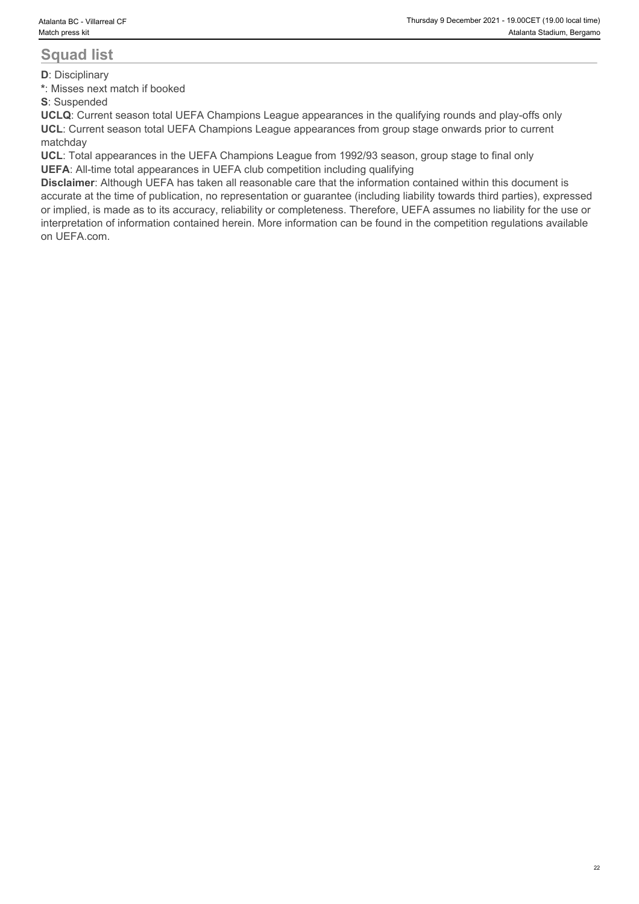## Squad list

**D**: Disciplinary

**\***: Misses next match if booked

**S**: Suspended

**UCLQ**: Current season total UEFA Champions League appearances in the qualifying rounds and play-offs only

**UCL**: Current season total UEFA Champions League appearances from group stage onwards prior to current matchday

**UCL**: Total appearances in the UEFA Champions League from 1992/93 season, group stage to final only

**UEFA**: All-time total appearances in UEFA club competition including qualifying

**Disclaimer**: Although UEFA has taken all reasonable care that the information contained within this document is accurate at the time of publication, no representation or guarantee (including liability towards third parties), expressed or implied, is made as to its accuracy, reliability or completeness. Therefore, UEFA assumes no liability for the use or interpretation of information contained herein. More information can be found in the competition regulations available on UEFA.com.